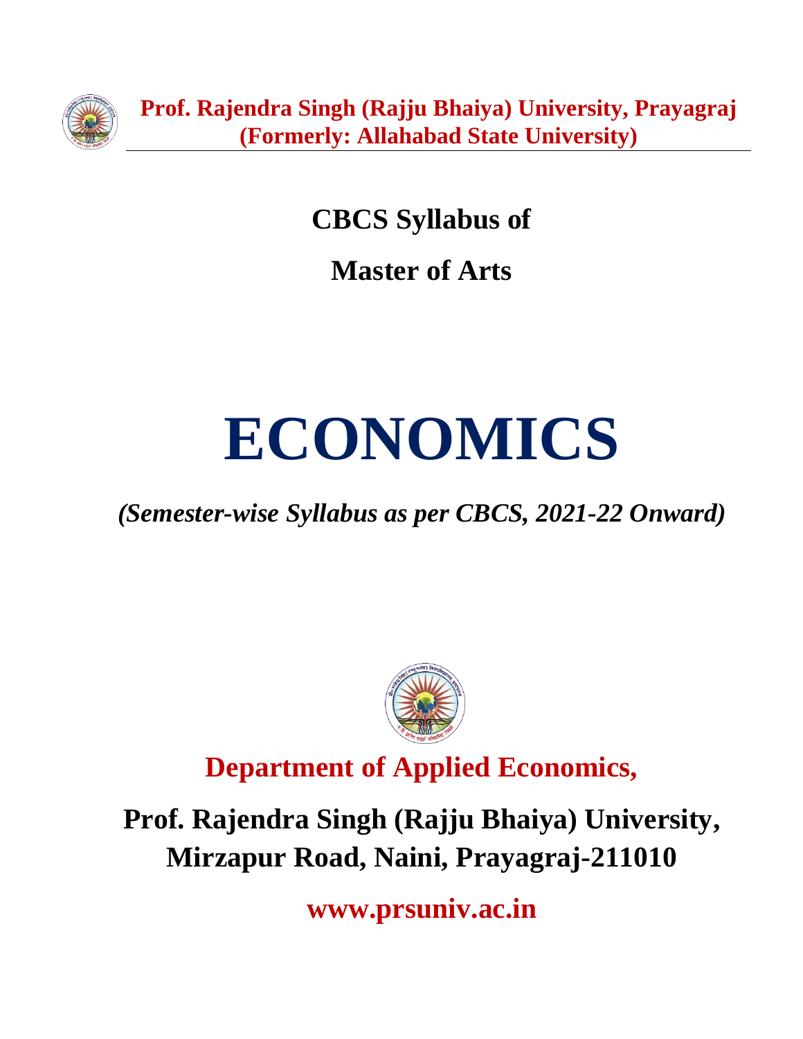**Prof. Rajendra Singh (Rajju Bhaiya) University, Prayagraj**
**(Formerly: Allahabad State University)**

## CBCS Syllabus of

## Master of Arts

# ECONOMICS

***(Semester-wise Syllabus as per CBCS, 2021-22 Onward)***

## Department of Applied Economics,

## Prof. Rajendra Singh (Rajju Bhaiya) University, Mirzapur Road, Naini, Prayagraj-211010

**www.prsuniv.ac.in**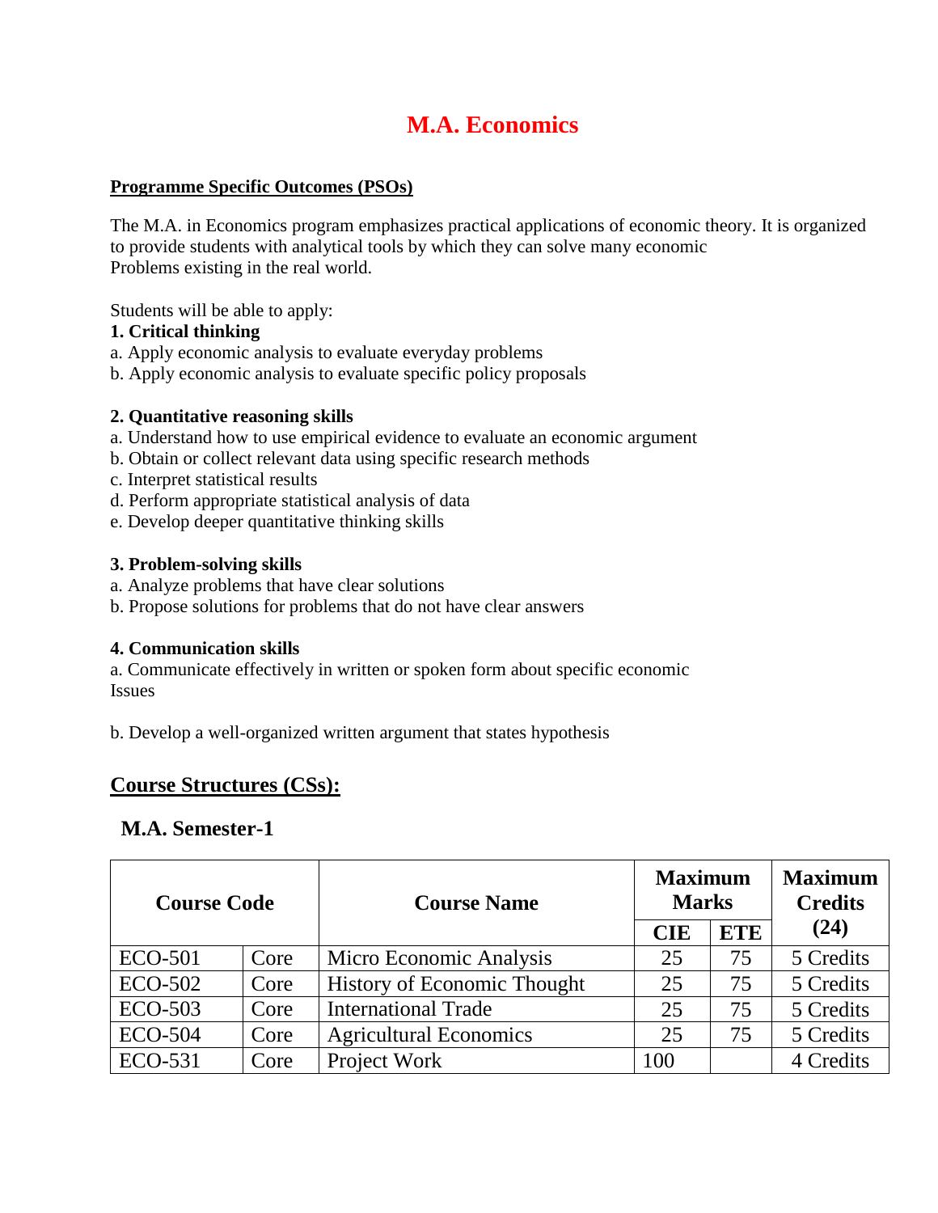# M.A. Economics

**Programme Specific Outcomes (PSOs)**

The M.A. in Economics program emphasizes practical applications of economic theory. It is organized to provide students with analytical tools by which they can solve many economic Problems existing in the real world.

Students will be able to apply:

**1. Critical thinking**

a. Apply economic analysis to evaluate everyday problems
b. Apply economic analysis to evaluate specific policy proposals

**2. Quantitative reasoning skills**

a. Understand how to use empirical evidence to evaluate an economic argument
b. Obtain or collect relevant data using specific research methods
c. Interpret statistical results
d. Perform appropriate statistical analysis of data
e. Develop deeper quantitative thinking skills

**3. Problem-solving skills**

a. Analyze problems that have clear solutions
b. Propose solutions for problems that do not have clear answers

**4. Communication skills**

a. Communicate effectively in written or spoken form about specific economic Issues

b. Develop a well-organized written argument that states hypothesis

## Course Structures (CSs):

### M.A. Semester-1

| Course Code | | Course Name | Maximum Marks | | Maximum Credits (24) |
|---|---|---|---|---|---|
| | | | CIE | ETE | |
| ECO-501 | Core | Micro Economic Analysis | 25 | 75 | 5 Credits |
| ECO-502 | Core | History of Economic Thought | 25 | 75 | 5 Credits |
| ECO-503 | Core | International Trade | 25 | 75 | 5 Credits |
| ECO-504 | Core | Agricultural Economics | 25 | 75 | 5 Credits |
| ECO-531 | Core | Project Work | 100 | | 4 Credits |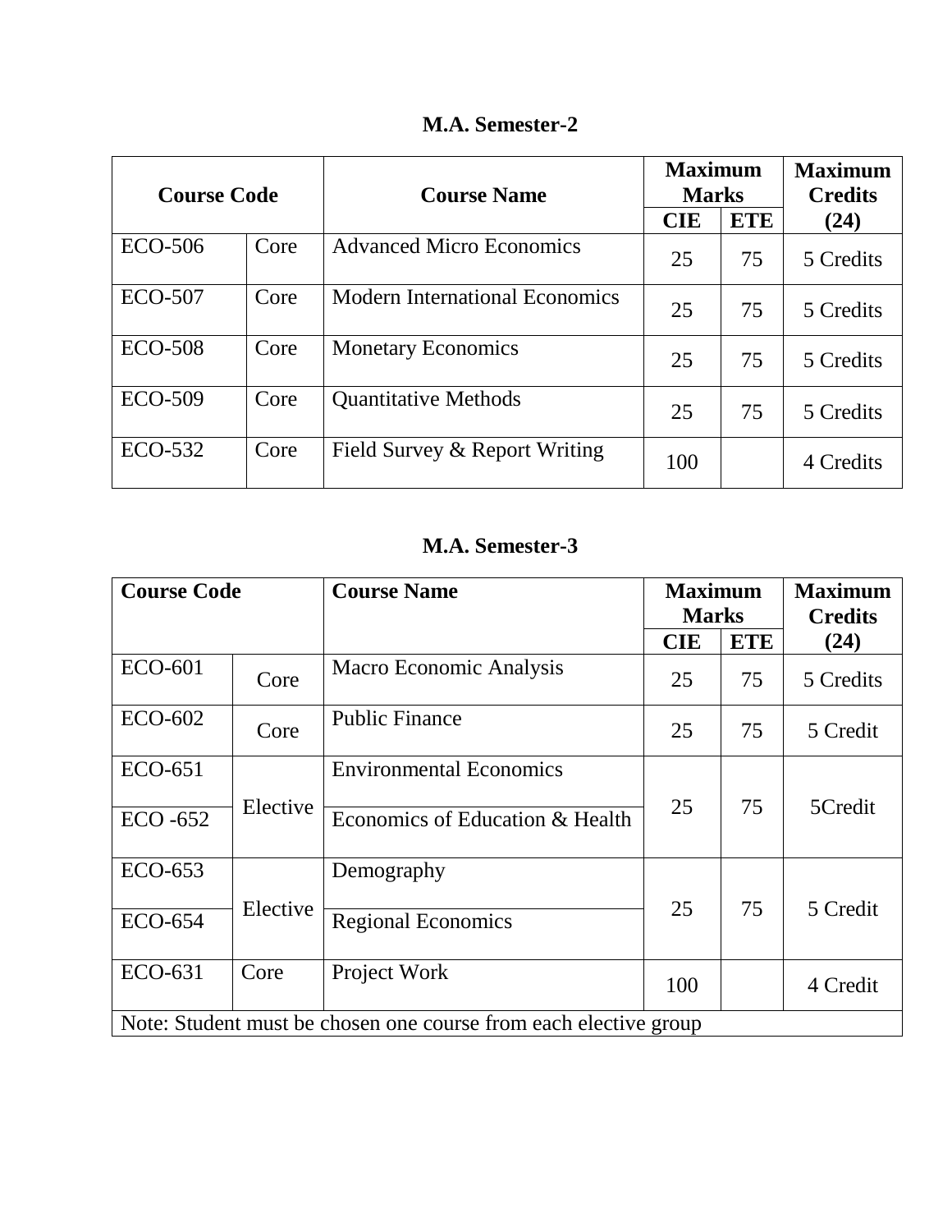## M.A. Semester-2

| Course Code | | Course Name | Maximum Marks | | Maximum Credits (24) |
|---|---|---|---|---|---|
| | | | CIE | ETE | |
| ECO-506 | Core | Advanced Micro Economics | 25 | 75 | 5 Credits |
| ECO-507 | Core | Modern International Economics | 25 | 75 | 5 Credits |
| ECO-508 | Core | Monetary Economics | 25 | 75 | 5 Credits |
| ECO-509 | Core | Quantitative Methods | 25 | 75 | 5 Credits |
| ECO-532 | Core | Field Survey & Report Writing | 100 | | 4 Credits |

## M.A. Semester-3

| Course Code | | Course Name | Maximum Marks | | Maximum Credits (24) |
|---|---|---|---|---|---|
| | | | CIE | ETE | |
| ECO-601 | Core | Macro Economic Analysis | 25 | 75 | 5 Credits |
| ECO-602 | Core | Public Finance | 25 | 75 | 5 Credit |
| ECO-651 | Elective | Environmental Economics | 25 | 75 | 5Credit |
| ECO -652 | | Economics of Education & Health | | | |
| ECO-653 | Elective | Demography | 25 | 75 | 5 Credit |
| ECO-654 | | Regional Economics | | | |
| ECO-631 | Core | Project Work | 100 | | 4 Credit |
| Note: Student must be chosen one course from each elective group | | | | | |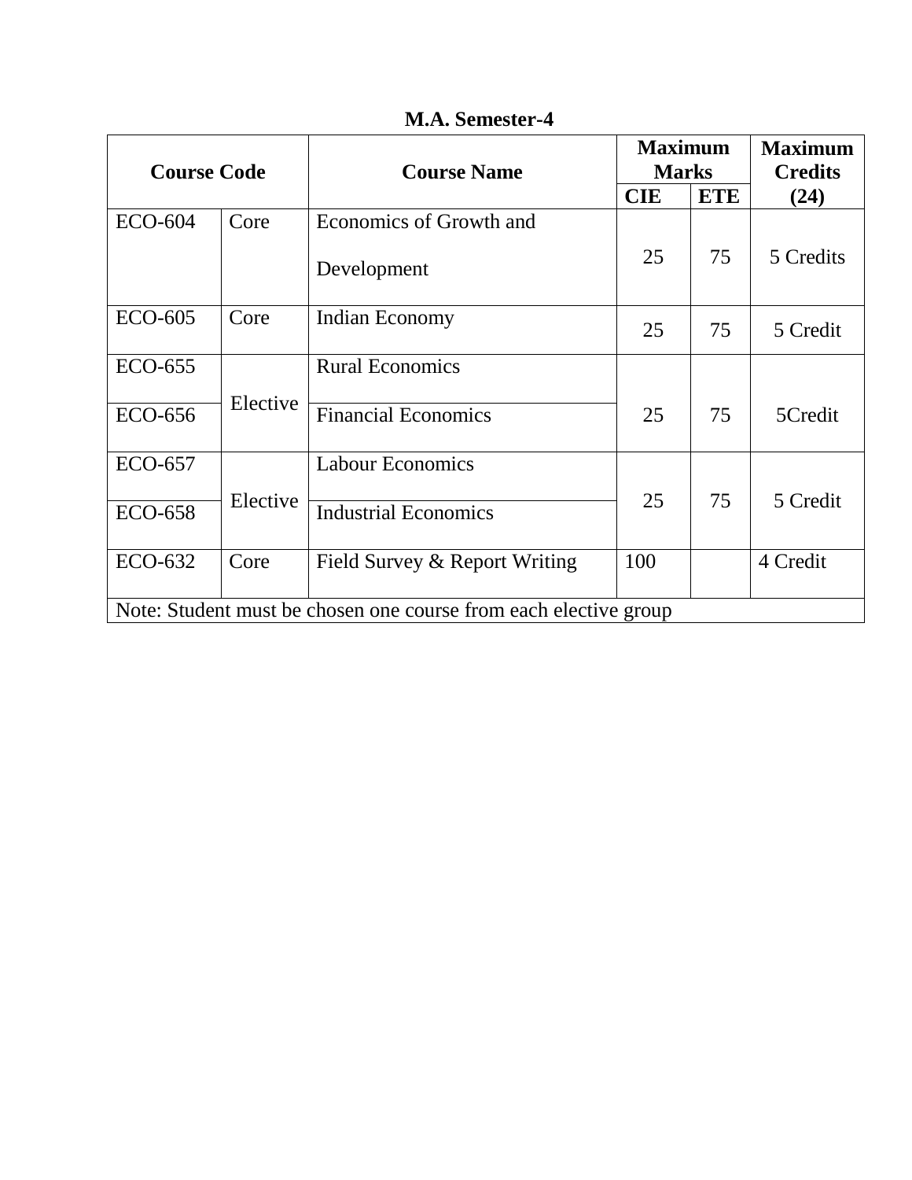**M.A. Semester-4**

| Course Code | | Course Name | Maximum Marks | | Maximum Credits (24) |
|---|---|---|---|---|---|
| | | | CIE | ETE | |
| ECO-604 | Core | Economics of Growth and Development | 25 | 75 | 5 Credits |
| ECO-605 | Core | Indian Economy | 25 | 75 | 5 Credit |
| ECO-655 | Elective | Rural Economics | 25 | 75 | 5Credit |
| ECO-656 | | Financial Economics | | | |
| ECO-657 | Elective | Labour Economics | 25 | 75 | 5 Credit |
| ECO-658 | | Industrial Economics | | | |
| ECO-632 | Core | Field Survey & Report Writing | 100 | | 4 Credit |
| Note: Student must be chosen one course from each elective group | | | | | |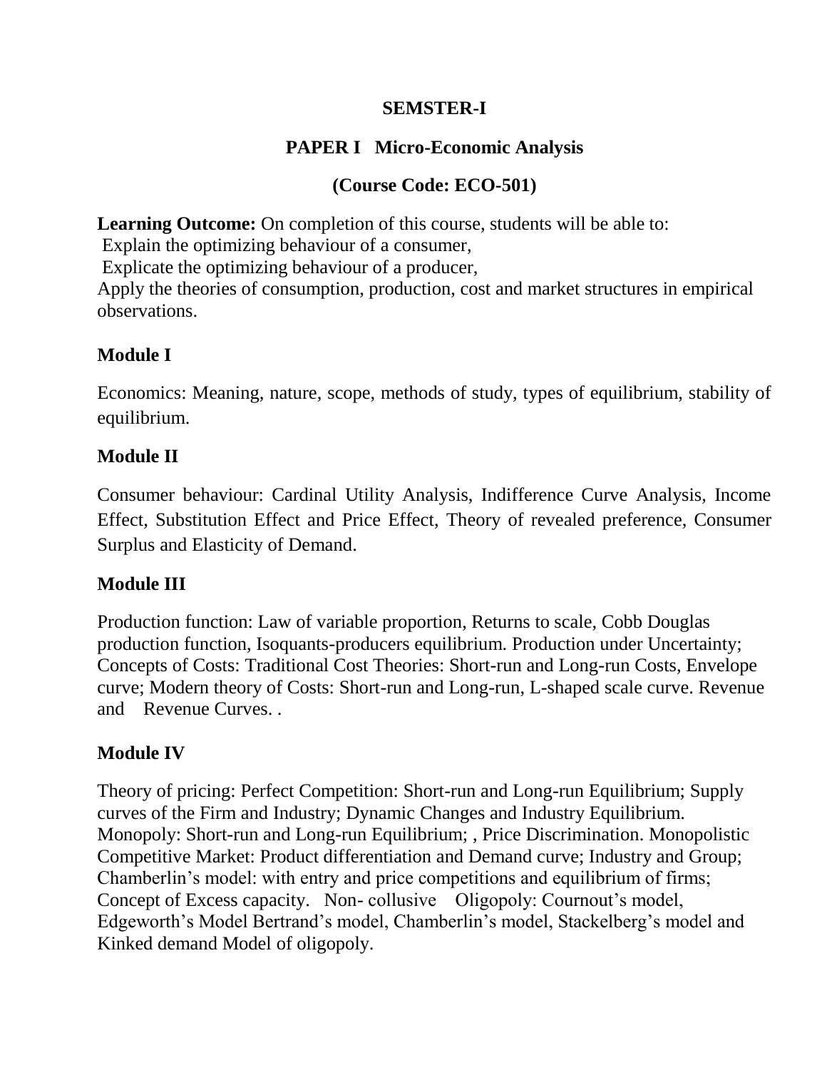# SEMSTER-I

## PAPER I Micro-Economic Analysis

## (Course Code: ECO-501)

**Learning Outcome:** On completion of this course, students will be able to:
Explain the optimizing behaviour of a consumer,
Explicate the optimizing behaviour of a producer,
Apply the theories of consumption, production, cost and market structures in empirical observations.

### Module I

Economics: Meaning, nature, scope, methods of study, types of equilibrium, stability of equilibrium.

### Module II

Consumer behaviour: Cardinal Utility Analysis, Indifference Curve Analysis, Income Effect, Substitution Effect and Price Effect, Theory of revealed preference, Consumer Surplus and Elasticity of Demand.

### Module III

Production function: Law of variable proportion, Returns to scale, Cobb Douglas production function, Isoquants-producers equilibrium. Production under Uncertainty; Concepts of Costs: Traditional Cost Theories: Short-run and Long-run Costs, Envelope curve; Modern theory of Costs: Short-run and Long-run, L-shaped scale curve. Revenue and Revenue Curves. .

### Module IV

Theory of pricing: Perfect Competition: Short-run and Long-run Equilibrium; Supply curves of the Firm and Industry; Dynamic Changes and Industry Equilibrium. Monopoly: Short-run and Long-run Equilibrium; , Price Discrimination. Monopolistic Competitive Market: Product differentiation and Demand curve; Industry and Group; Chamberlin's model: with entry and price competitions and equilibrium of firms; Concept of Excess capacity. Non- collusive Oligopoly: Cournout's model, Edgeworth's Model Bertrand's model, Chamberlin's model, Stackelberg's model and Kinked demand Model of oligopoly.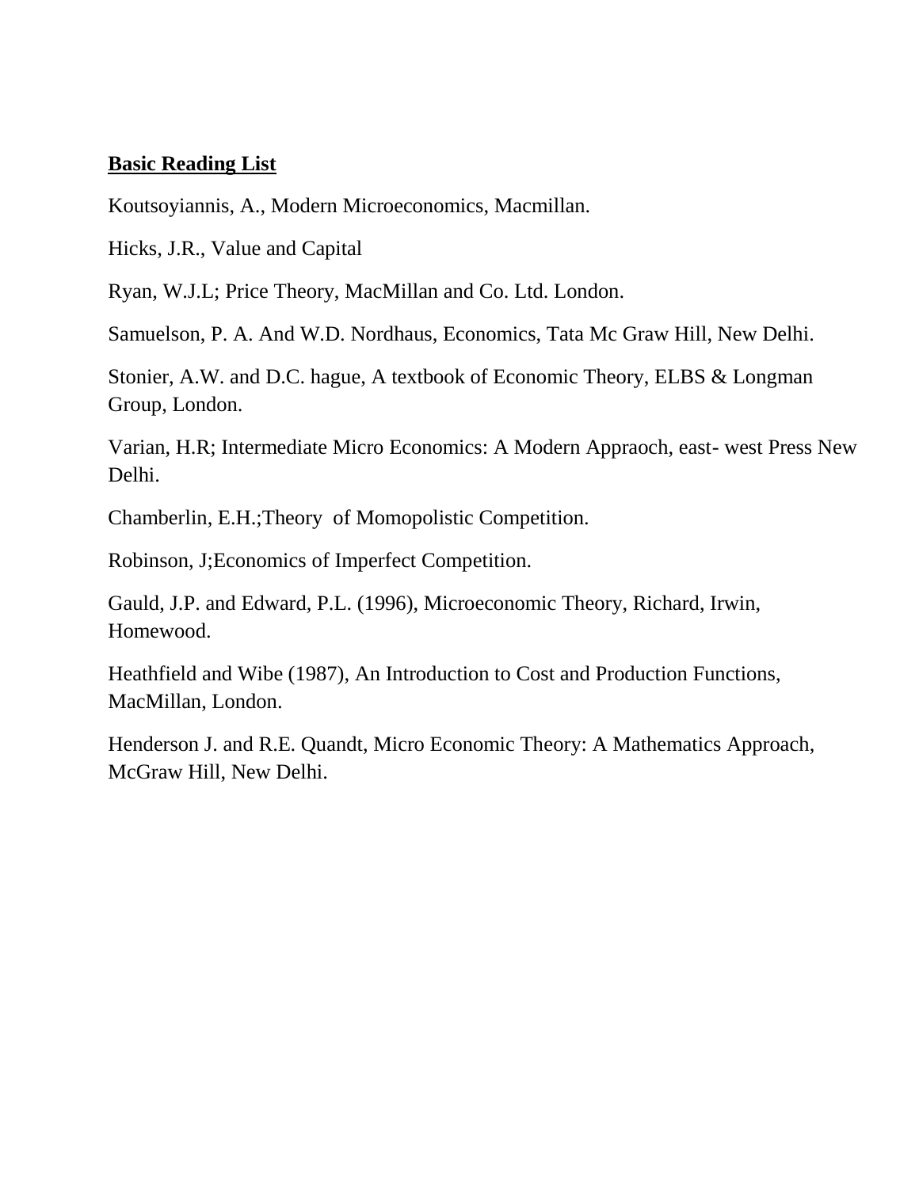**<u>Basic Reading List</u>**

Koutsoyiannis, A., Modern Microeconomics, Macmillan.

Hicks, J.R., Value and Capital

Ryan, W.J.L; Price Theory, MacMillan and Co. Ltd. London.

Samuelson, P. A. And W.D. Nordhaus, Economics, Tata Mc Graw Hill, New Delhi.

Stonier, A.W. and D.C. hague, A textbook of Economic Theory, ELBS & Longman Group, London.

Varian, H.R; Intermediate Micro Economics: A Modern Appraoch, east- west Press New Delhi.

Chamberlin, E.H.;Theory of Momopolistic Competition.

Robinson, J;Economics of Imperfect Competition.

Gauld, J.P. and Edward, P.L. (1996), Microeconomic Theory, Richard, Irwin, Homewood.

Heathfield and Wibe (1987), An Introduction to Cost and Production Functions, MacMillan, London.

Henderson J. and R.E. Quandt, Micro Economic Theory: A Mathematics Approach, McGraw Hill, New Delhi.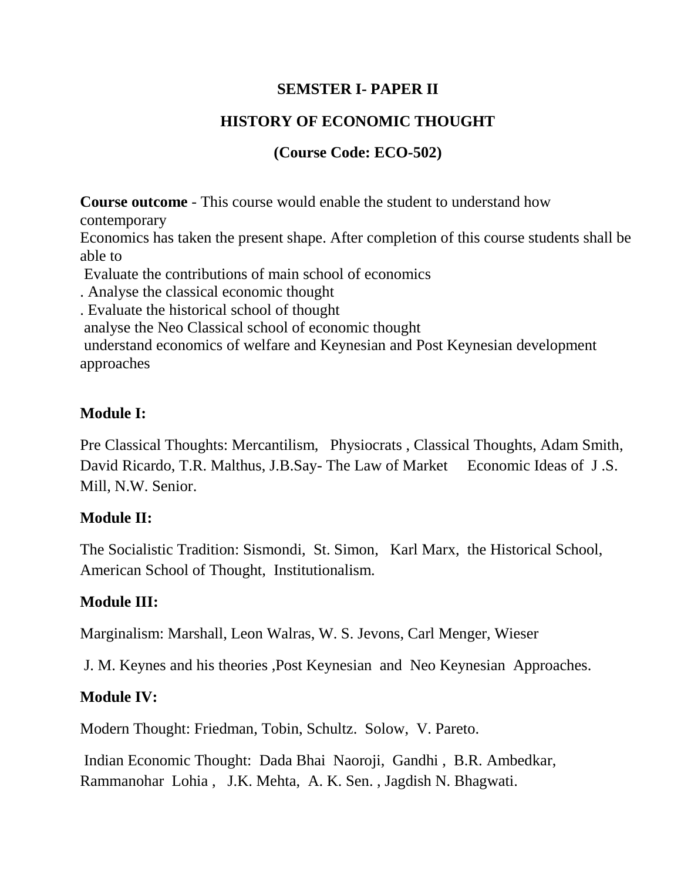**SEMSTER I- PAPER II**

**HISTORY OF ECONOMIC THOUGHT**

**(Course Code: ECO-502)**

**Course outcome** - This course would enable the student to understand how contemporary
Economics has taken the present shape. After completion of this course students shall be able to
 Evaluate the contributions of main school of economics
. Analyse the classical economic thought
. Evaluate the historical school of thought
 analyse the Neo Classical school of economic thought
 understand economics of welfare and Keynesian and Post Keynesian development approaches

**Module I:**

Pre Classical Thoughts: Mercantilism, Physiocrats , Classical Thoughts, Adam Smith, David Ricardo, T.R. Malthus, J.B.Say- The Law of Market Economic Ideas of J .S. Mill, N.W. Senior.

**Module II:**

The Socialistic Tradition: Sismondi, St. Simon, Karl Marx, the Historical School, American School of Thought, Institutionalism.

**Module III:**

Marginalism: Marshall, Leon Walras, W. S. Jevons, Carl Menger, Wieser

J. M. Keynes and his theories ,Post Keynesian and Neo Keynesian Approaches.

**Module IV:**

Modern Thought: Friedman, Tobin, Schultz. Solow, V. Pareto.

Indian Economic Thought: Dada Bhai Naoroji, Gandhi , B.R. Ambedkar, Rammanohar Lohia , J.K. Mehta, A. K. Sen. , Jagdish N. Bhagwati.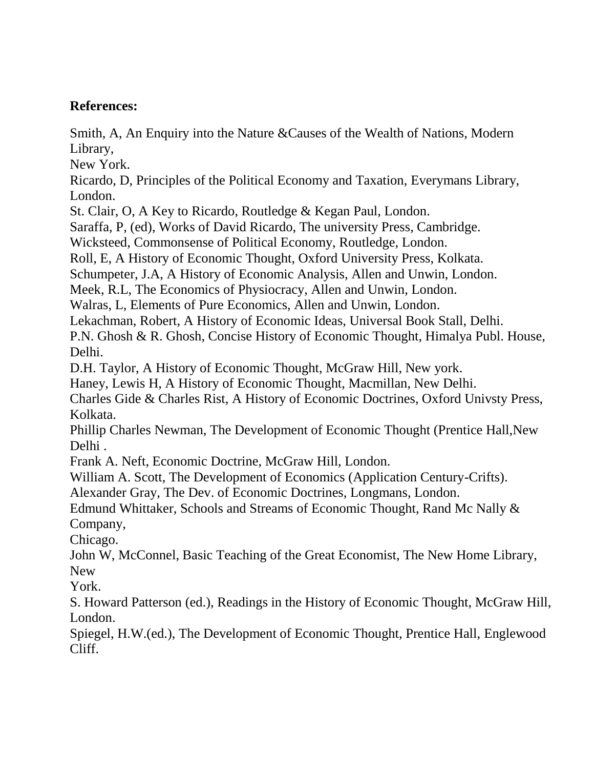**References:**

Smith, A, An Enquiry into the Nature &Causes of the Wealth of Nations, Modern Library, New York.

Ricardo, D, Principles of the Political Economy and Taxation, Everymans Library, London.

St. Clair, O, A Key to Ricardo, Routledge & Kegan Paul, London.

Saraffa, P, (ed), Works of David Ricardo, The university Press, Cambridge.

Wicksteed, Commonsense of Political Economy, Routledge, London.

Roll, E, A History of Economic Thought, Oxford University Press, Kolkata.

Schumpeter, J.A, A History of Economic Analysis, Allen and Unwin, London.

Meek, R.L, The Economics of Physiocracy, Allen and Unwin, London.

Walras, L, Elements of Pure Economics, Allen and Unwin, London.

Lekachman, Robert, A History of Economic Ideas, Universal Book Stall, Delhi.

P.N. Ghosh & R. Ghosh, Concise History of Economic Thought, Himalya Publ. House, Delhi.

D.H. Taylor, A History of Economic Thought, McGraw Hill, New york.

Haney, Lewis H, A History of Economic Thought, Macmillan, New Delhi.

Charles Gide & Charles Rist, A History of Economic Doctrines, Oxford Univsty Press, Kolkata.

Phillip Charles Newman, The Development of Economic Thought (Prentice Hall,New Delhi .

Frank A. Neft, Economic Doctrine, McGraw Hill, London.

William A. Scott, The Development of Economics (Application Century-Crifts).

Alexander Gray, The Dev. of Economic Doctrines, Longmans, London.

Edmund Whittaker, Schools and Streams of Economic Thought, Rand Mc Nally & Company, Chicago.

John W, McConnel, Basic Teaching of the Great Economist, The New Home Library, New York.

S. Howard Patterson (ed.), Readings in the History of Economic Thought, McGraw Hill, London.

Spiegel, H.W.(ed.), The Development of Economic Thought, Prentice Hall, Englewood Cliff.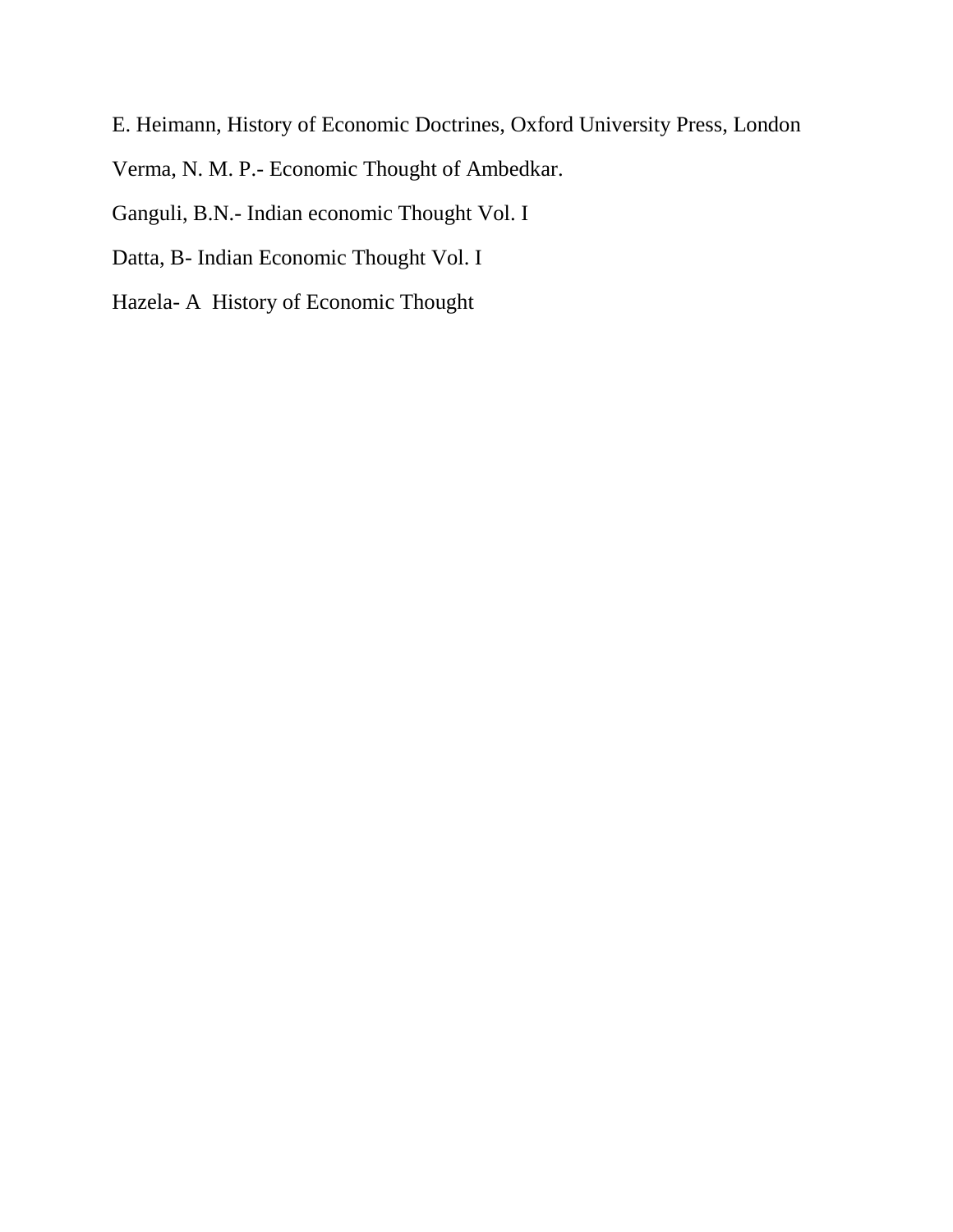E. Heimann, History of Economic Doctrines, Oxford University Press, London

Verma, N. M. P.- Economic Thought of Ambedkar.

Ganguli, B.N.- Indian economic Thought Vol. I

Datta, B- Indian Economic Thought Vol. I

Hazela- A  History of Economic Thought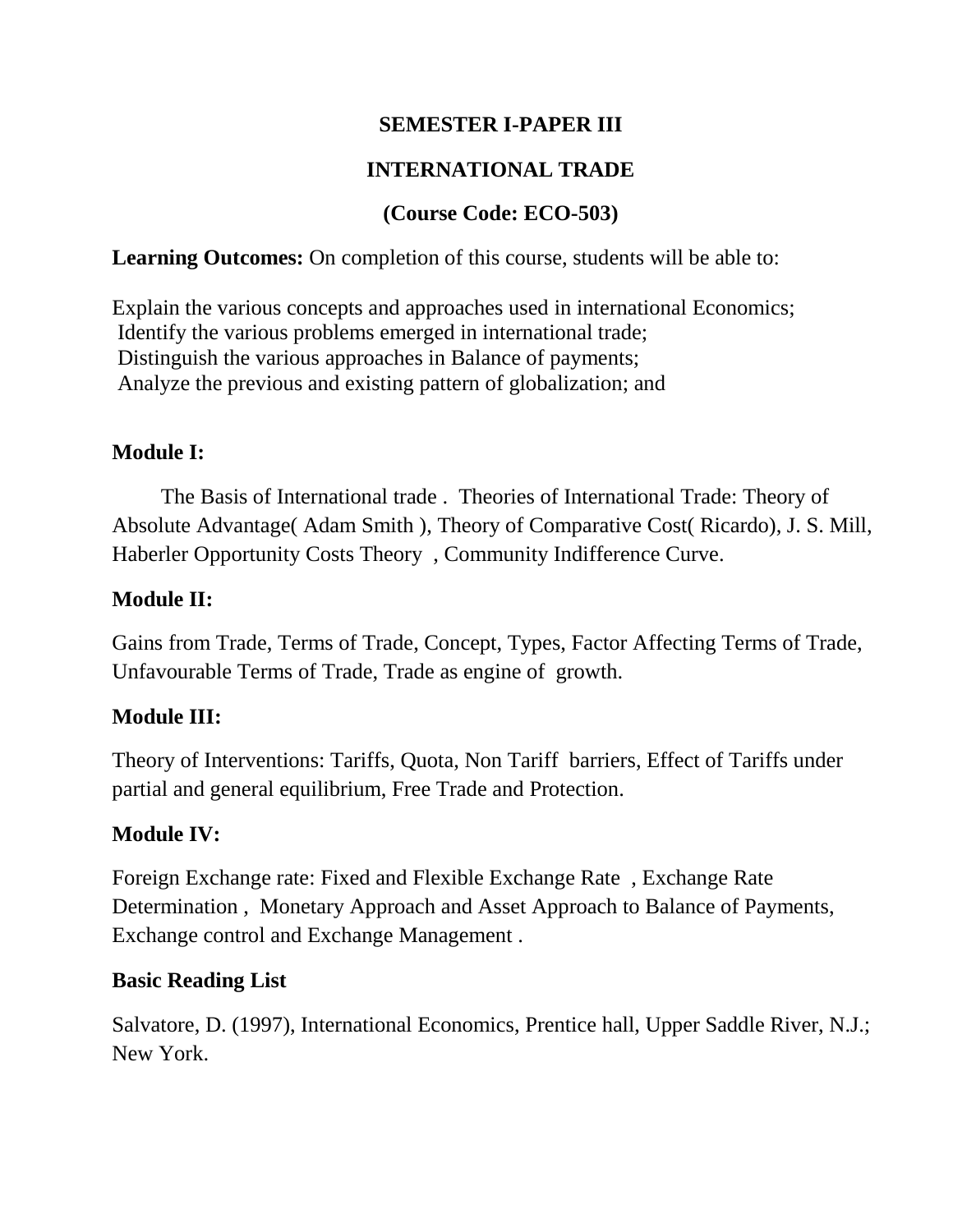**SEMESTER I-PAPER III**

**INTERNATIONAL TRADE**

**(Course Code: ECO-503)**

**Learning Outcomes:** On completion of this course, students will be able to:

Explain the various concepts and approaches used in international Economics;
Identify the various problems emerged in international trade;
Distinguish the various approaches in Balance of payments;
Analyze the previous and existing pattern of globalization; and

**Module I:**

The Basis of International trade . Theories of International Trade: Theory of Absolute Advantage( Adam Smith ), Theory of Comparative Cost( Ricardo), J. S. Mill, Haberler Opportunity Costs Theory , Community Indifference Curve.

**Module II:**

Gains from Trade, Terms of Trade, Concept, Types, Factor Affecting Terms of Trade, Unfavourable Terms of Trade, Trade as engine of growth.

**Module III:**

Theory of Interventions: Tariffs, Quota, Non Tariff barriers, Effect of Tariffs under partial and general equilibrium, Free Trade and Protection.

**Module IV:**

Foreign Exchange rate: Fixed and Flexible Exchange Rate , Exchange Rate Determination , Monetary Approach and Asset Approach to Balance of Payments, Exchange control and Exchange Management .

**Basic Reading List**

Salvatore, D. (1997), International Economics, Prentice hall, Upper Saddle River, N.J.; New York.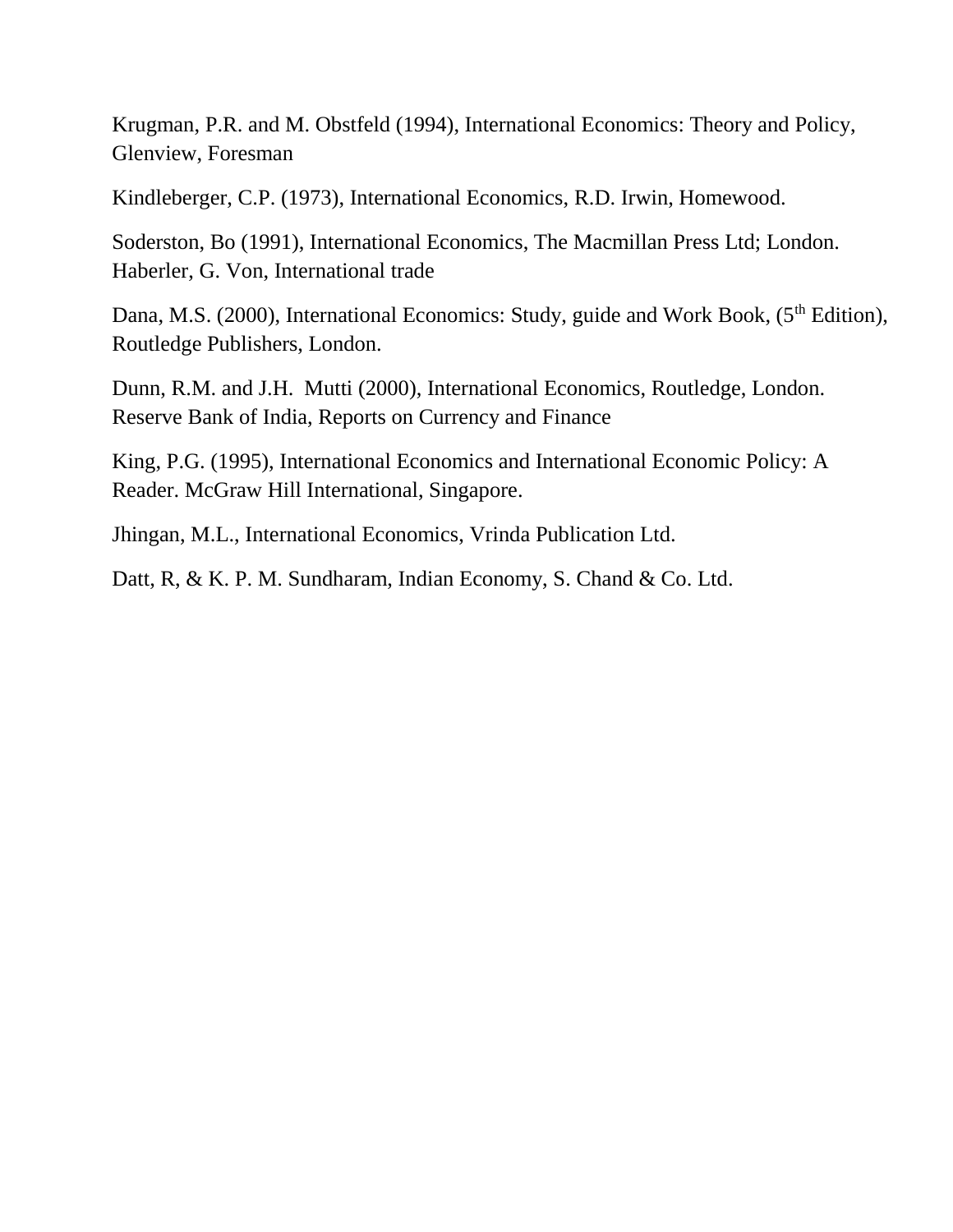Krugman, P.R. and M. Obstfeld (1994), International Economics: Theory and Policy, Glenview, Foresman

Kindleberger, C.P. (1973), International Economics, R.D. Irwin, Homewood.

Soderston, Bo (1991), International Economics, The Macmillan Press Ltd; London.
Haberler, G. Von, International trade

Dana, M.S. (2000), International Economics: Study, guide and Work Book, (5th Edition), Routledge Publishers, London.

Dunn, R.M. and J.H. Mutti (2000), International Economics, Routledge, London.
Reserve Bank of India, Reports on Currency and Finance

King, P.G. (1995), International Economics and International Economic Policy: A Reader. McGraw Hill International, Singapore.

Jhingan, M.L., International Economics, Vrinda Publication Ltd.

Datt, R, & K. P. M. Sundharam, Indian Economy, S. Chand & Co. Ltd.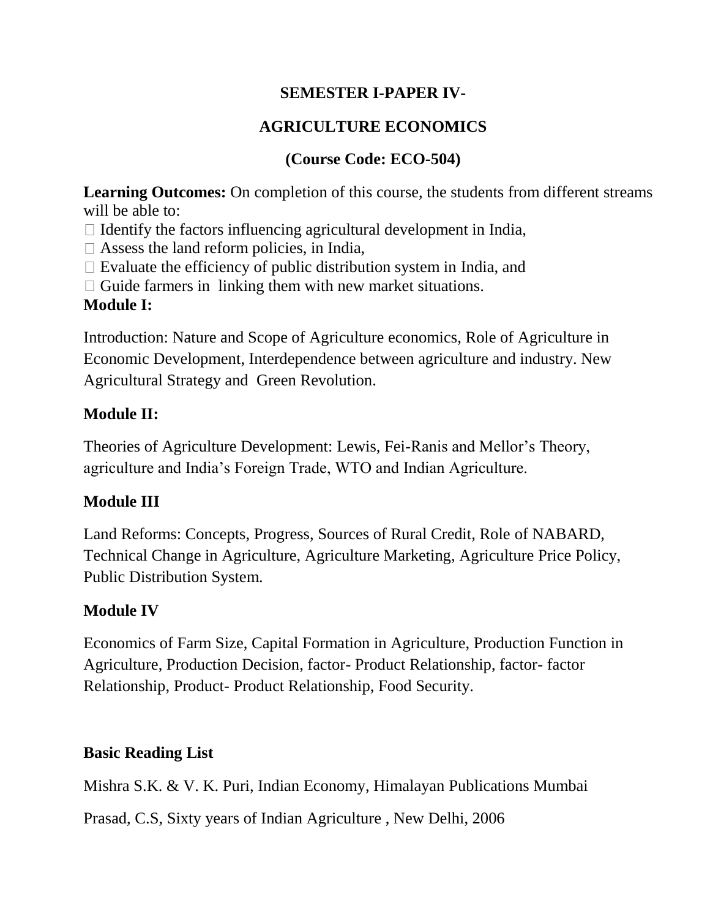## SEMESTER I-PAPER IV-

## AGRICULTURE ECONOMICS

## (Course Code: ECO-504)

**Learning Outcomes:** On completion of this course, the students from different streams will be able to:

- Identify the factors influencing agricultural development in India,
- Assess the land reform policies, in India,
- Evaluate the efficiency of public distribution system in India, and
- Guide farmers in linking them with new market situations.

**Module I:**

Introduction: Nature and Scope of Agriculture economics, Role of Agriculture in Economic Development, Interdependence between agriculture and industry. New Agricultural Strategy and Green Revolution.

**Module II:**

Theories of Agriculture Development: Lewis, Fei-Ranis and Mellor's Theory, agriculture and India's Foreign Trade, WTO and Indian Agriculture.

**Module III**

Land Reforms: Concepts, Progress, Sources of Rural Credit, Role of NABARD, Technical Change in Agriculture, Agriculture Marketing, Agriculture Price Policy, Public Distribution System.

**Module IV**

Economics of Farm Size, Capital Formation in Agriculture, Production Function in Agriculture, Production Decision, factor- Product Relationship, factor- factor Relationship, Product- Product Relationship, Food Security.

**Basic Reading List**

Mishra S.K. & V. K. Puri, Indian Economy, Himalayan Publications Mumbai

Prasad, C.S, Sixty years of Indian Agriculture , New Delhi, 2006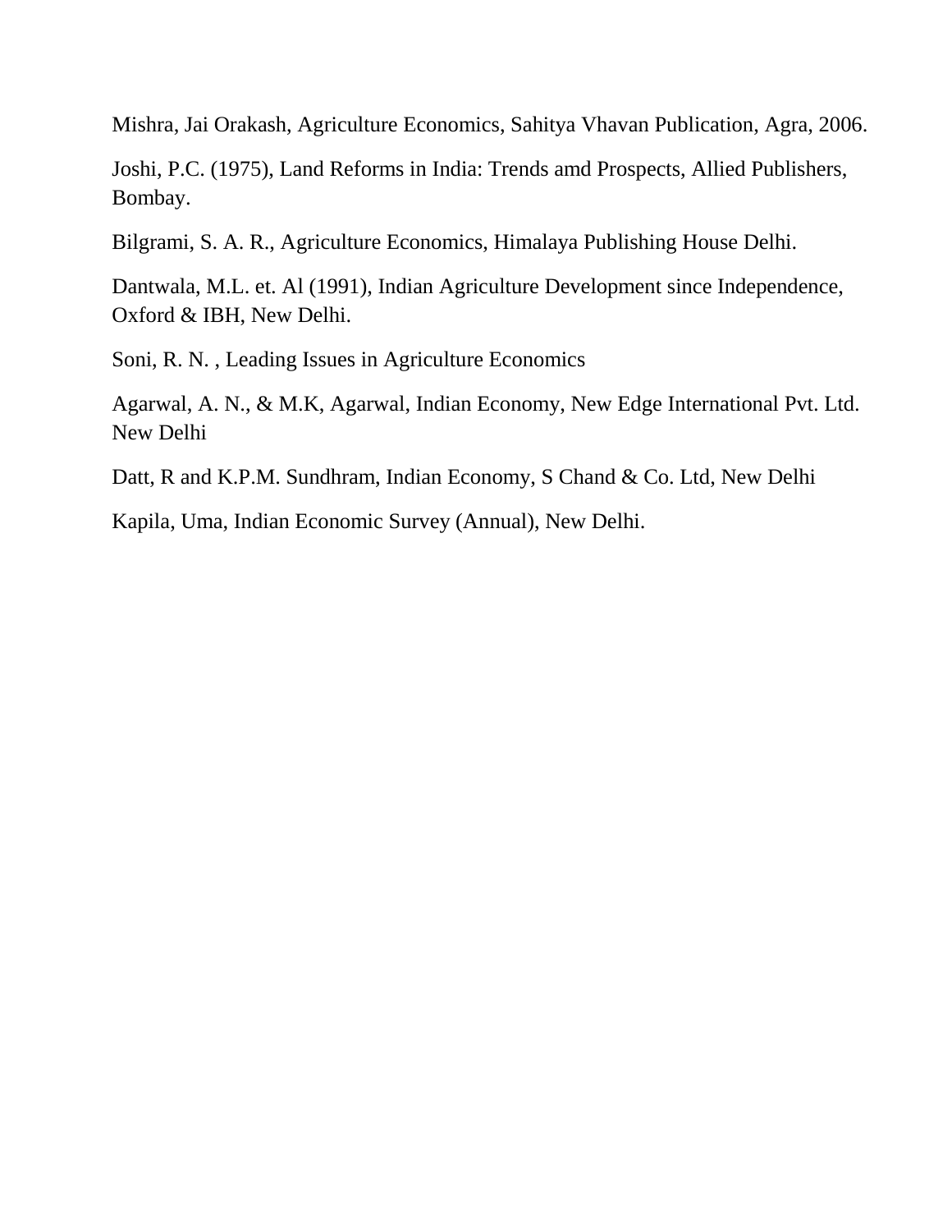Mishra, Jai Orakash, Agriculture Economics, Sahitya Vhavan Publication, Agra, 2006.

Joshi, P.C. (1975), Land Reforms in India: Trends amd Prospects, Allied Publishers, Bombay.

Bilgrami, S. A. R., Agriculture Economics, Himalaya Publishing House Delhi.

Dantwala, M.L. et. Al (1991), Indian Agriculture Development since Independence, Oxford & IBH, New Delhi.

Soni, R. N. , Leading Issues in Agriculture Economics

Agarwal, A. N., & M.K, Agarwal, Indian Economy, New Edge International Pvt. Ltd. New Delhi

Datt, R and K.P.M. Sundhram, Indian Economy, S Chand & Co. Ltd, New Delhi

Kapila, Uma, Indian Economic Survey (Annual), New Delhi.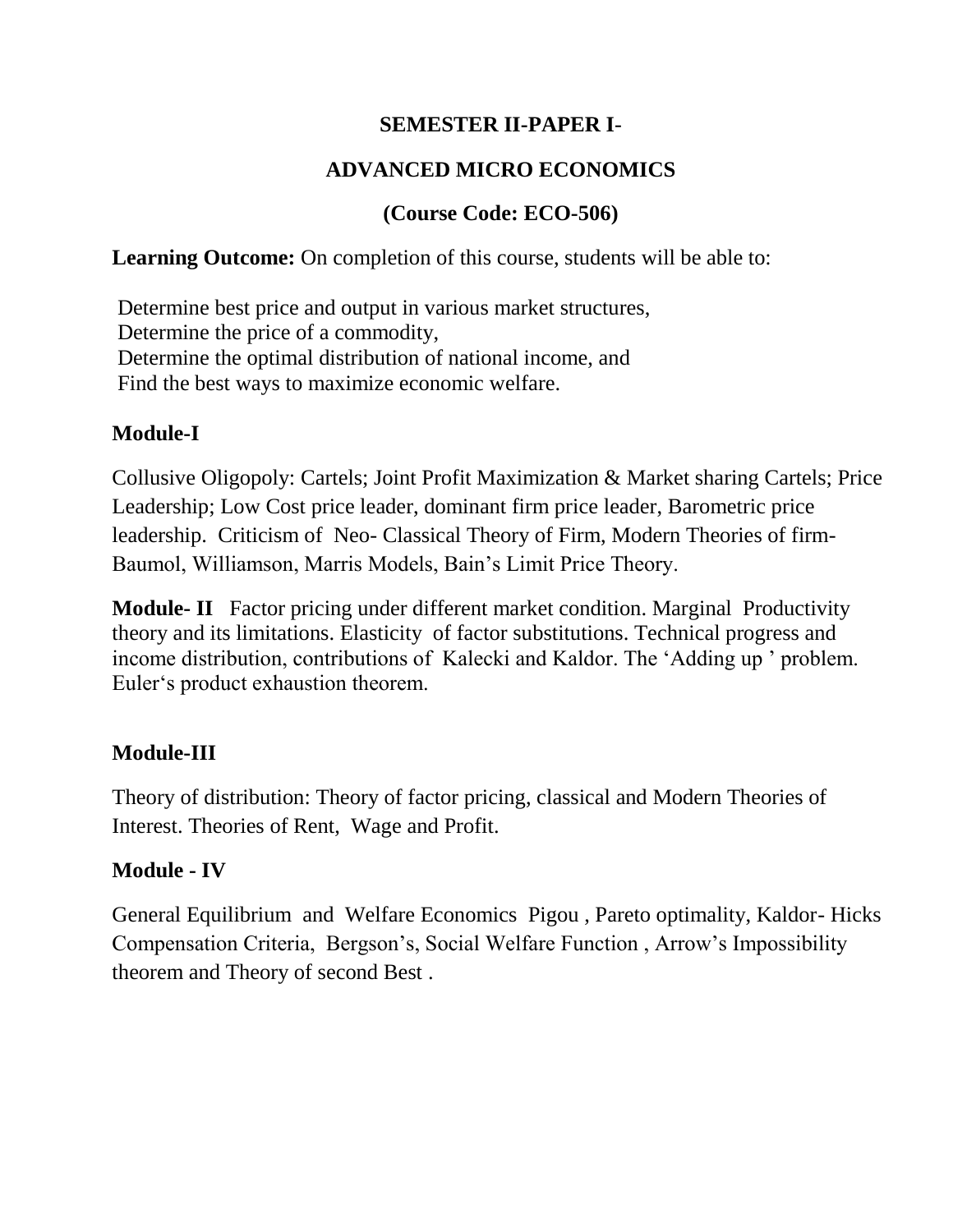**SEMESTER II-PAPER I-**

**ADVANCED MICRO ECONOMICS**

**(Course Code: ECO-506)**

**Learning Outcome:** On completion of this course, students will be able to:

Determine best price and output in various market structures,
Determine the price of a commodity,
Determine the optimal distribution of national income, and
Find the best ways to maximize economic welfare.

**Module-I**

Collusive Oligopoly: Cartels; Joint Profit Maximization & Market sharing Cartels; Price Leadership; Low Cost price leader, dominant firm price leader, Barometric price leadership. Criticism of Neo- Classical Theory of Firm, Modern Theories of firm- Baumol, Williamson, Marris Models, Bain's Limit Price Theory.

**Module- II** Factor pricing under different market condition. Marginal Productivity theory and its limitations. Elasticity of factor substitutions. Technical progress and income distribution, contributions of Kalecki and Kaldor. The 'Adding up ' problem. Euler's product exhaustion theorem.

**Module-III**

Theory of distribution: Theory of factor pricing, classical and Modern Theories of Interest. Theories of Rent, Wage and Profit.

**Module - IV**

General Equilibrium and Welfare Economics Pigou , Pareto optimality, Kaldor- Hicks Compensation Criteria, Bergson's, Social Welfare Function , Arrow's Impossibility theorem and Theory of second Best .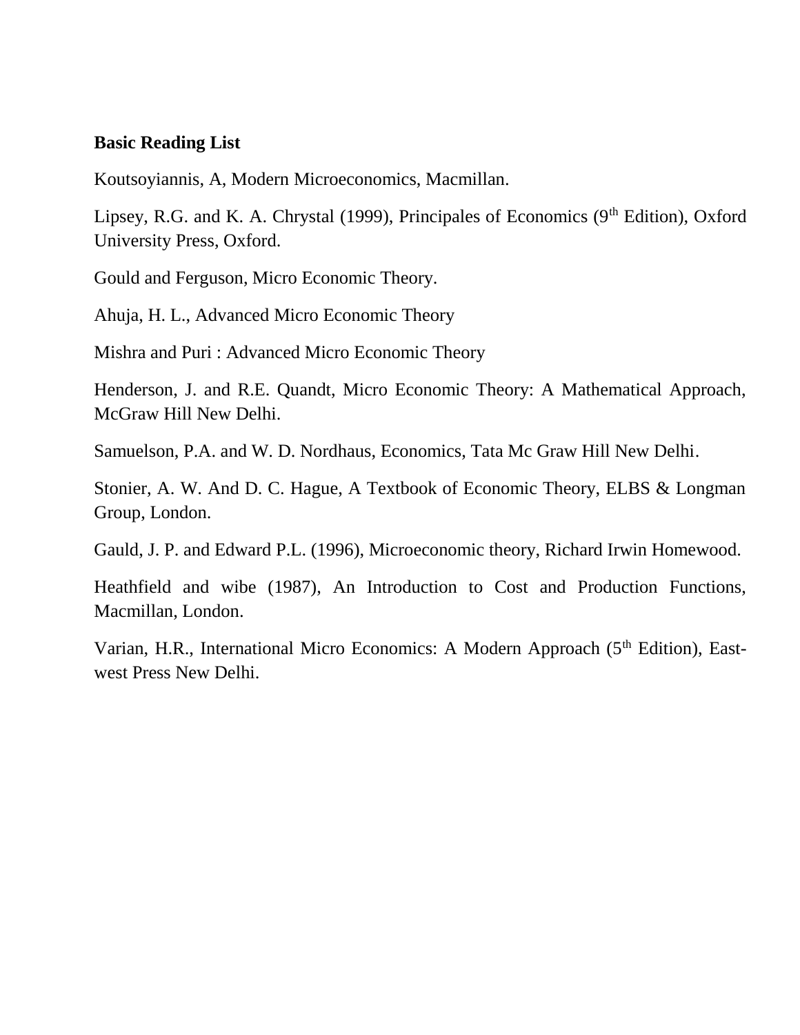**Basic Reading List**

Koutsoyiannis, A, Modern Microeconomics, Macmillan.

Lipsey, R.G. and K. A. Chrystal (1999), Principales of Economics ($9^{th}$ Edition), Oxford University Press, Oxford.

Gould and Ferguson, Micro Economic Theory.

Ahuja, H. L., Advanced Micro Economic Theory

Mishra and Puri : Advanced Micro Economic Theory

Henderson, J. and R.E. Quandt, Micro Economic Theory: A Mathematical Approach, McGraw Hill New Delhi.

Samuelson, P.A. and W. D. Nordhaus, Economics, Tata Mc Graw Hill New Delhi.

Stonier, A. W. And D. C. Hague, A Textbook of Economic Theory, ELBS & Longman Group, London.

Gauld, J. P. and Edward P.L. (1996), Microeconomic theory, Richard Irwin Homewood.

Heathfield and wibe (1987), An Introduction to Cost and Production Functions, Macmillan, London.

Varian, H.R., International Micro Economics: A Modern Approach ($5^{th}$ Edition), East-west Press New Delhi.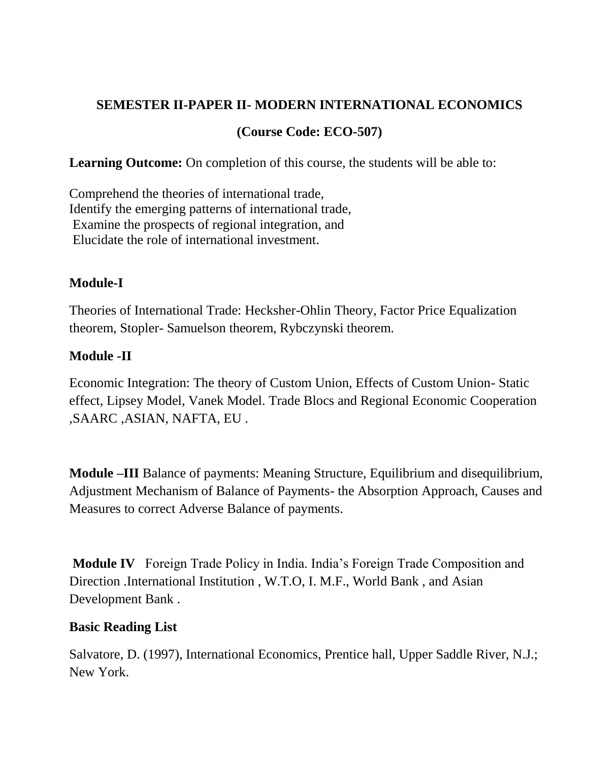## SEMESTER II-PAPER II- MODERN INTERNATIONAL ECONOMICS

### (Course Code: ECO-507)

**Learning Outcome:** On completion of this course, the students will be able to:

Comprehend the theories of international trade,
Identify the emerging patterns of international trade,
Examine the prospects of regional integration, and
Elucidate the role of international investment.

**Module-I**

Theories of International Trade: Hecksher-Ohlin Theory, Factor Price Equalization theorem, Stopler- Samuelson theorem, Rybczynski theorem.

**Module -II**

Economic Integration: The theory of Custom Union, Effects of Custom Union- Static effect, Lipsey Model, Vanek Model. Trade Blocs and Regional Economic Cooperation ,SAARC ,ASIAN, NAFTA, EU .

**Module –III** Balance of payments: Meaning Structure, Equilibrium and disequilibrium, Adjustment Mechanism of Balance of Payments- the Absorption Approach, Causes and Measures to correct Adverse Balance of payments.

**Module IV** Foreign Trade Policy in India. India's Foreign Trade Composition and Direction .International Institution , W.T.O, I. M.F., World Bank , and Asian Development Bank .

**Basic Reading List**

Salvatore, D. (1997), International Economics, Prentice hall, Upper Saddle River, N.J.; New York.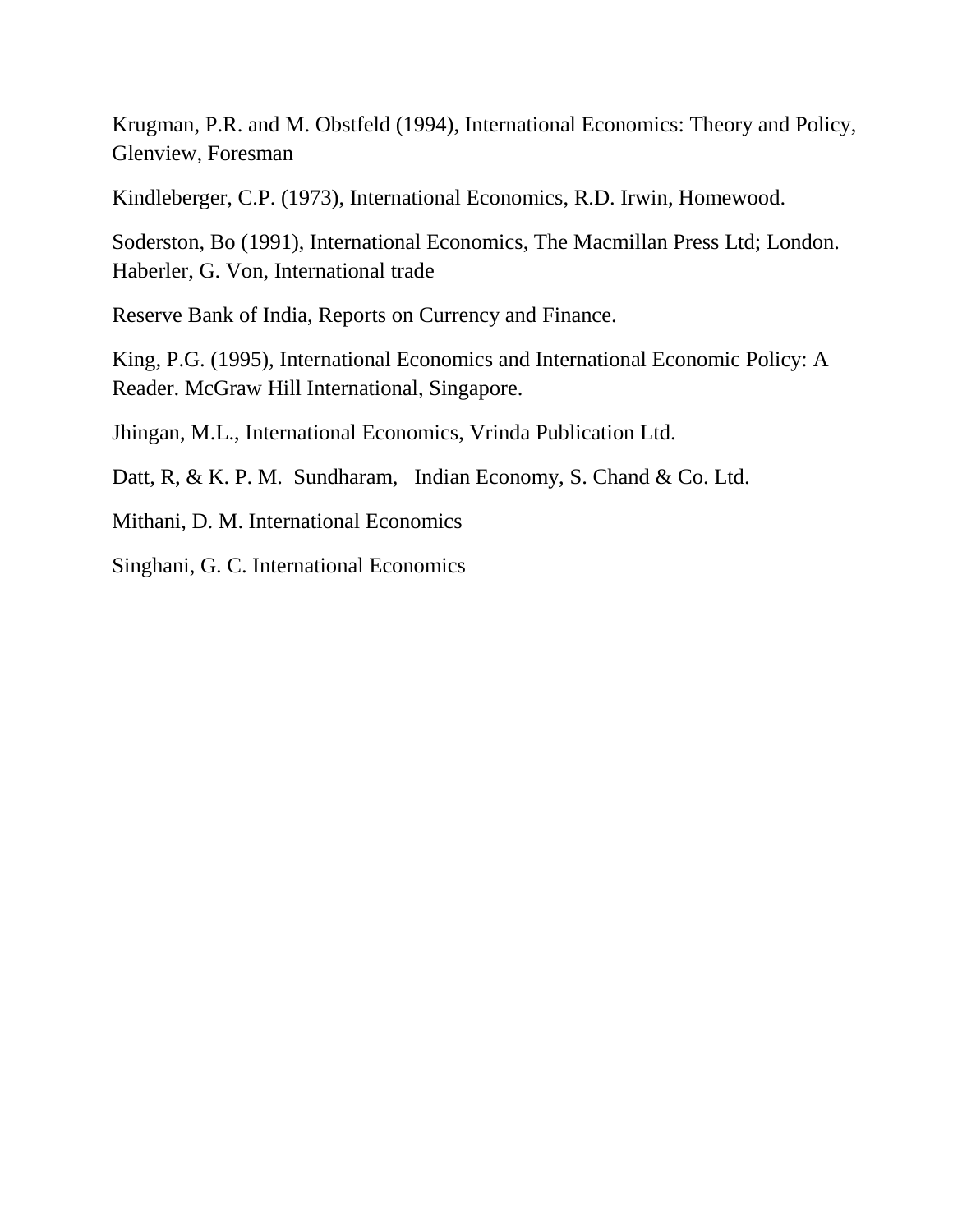Krugman, P.R. and M. Obstfeld (1994), International Economics: Theory and Policy, Glenview, Foresman

Kindleberger, C.P. (1973), International Economics, R.D. Irwin, Homewood.

Soderston, Bo (1991), International Economics, The Macmillan Press Ltd; London. Haberler, G. Von, International trade

Reserve Bank of India, Reports on Currency and Finance.

King, P.G. (1995), International Economics and International Economic Policy: A Reader. McGraw Hill International, Singapore.

Jhingan, M.L., International Economics, Vrinda Publication Ltd.

Datt, R, & K. P. M. Sundharam, Indian Economy, S. Chand & Co. Ltd.

Mithani, D. M. International Economics

Singhani, G. C. International Economics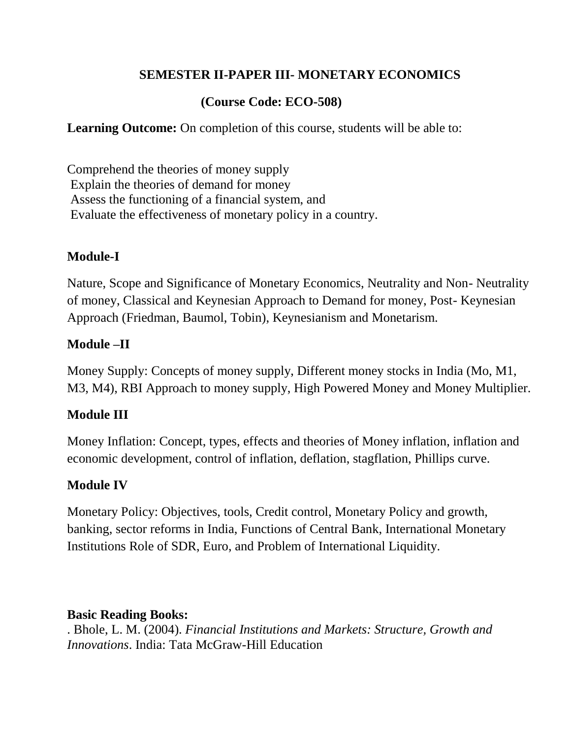**SEMESTER II-PAPER III- MONETARY ECONOMICS**

**(Course Code: ECO-508)**

**Learning Outcome:** On completion of this course, students will be able to:

Comprehend the theories of money supply
Explain the theories of demand for money
Assess the functioning of a financial system, and
Evaluate the effectiveness of monetary policy in a country.

**Module-I**

Nature, Scope and Significance of Monetary Economics, Neutrality and Non- Neutrality of money, Classical and Keynesian Approach to Demand for money, Post- Keynesian Approach (Friedman, Baumol, Tobin), Keynesianism and Monetarism.

**Module –II**

Money Supply: Concepts of money supply, Different money stocks in India (Mo, M1, M3, M4), RBI Approach to money supply, High Powered Money and Money Multiplier.

**Module III**

Money Inflation: Concept, types, effects and theories of Money inflation, inflation and economic development, control of inflation, deflation, stagflation, Phillips curve.

**Module IV**

Monetary Policy: Objectives, tools, Credit control, Monetary Policy and growth, banking, sector reforms in India, Functions of Central Bank, International Monetary Institutions Role of SDR, Euro, and Problem of International Liquidity.

**Basic Reading Books:**

. Bhole, L. M. (2004). *Financial Institutions and Markets: Structure, Growth and Innovations*. India: Tata McGraw-Hill Education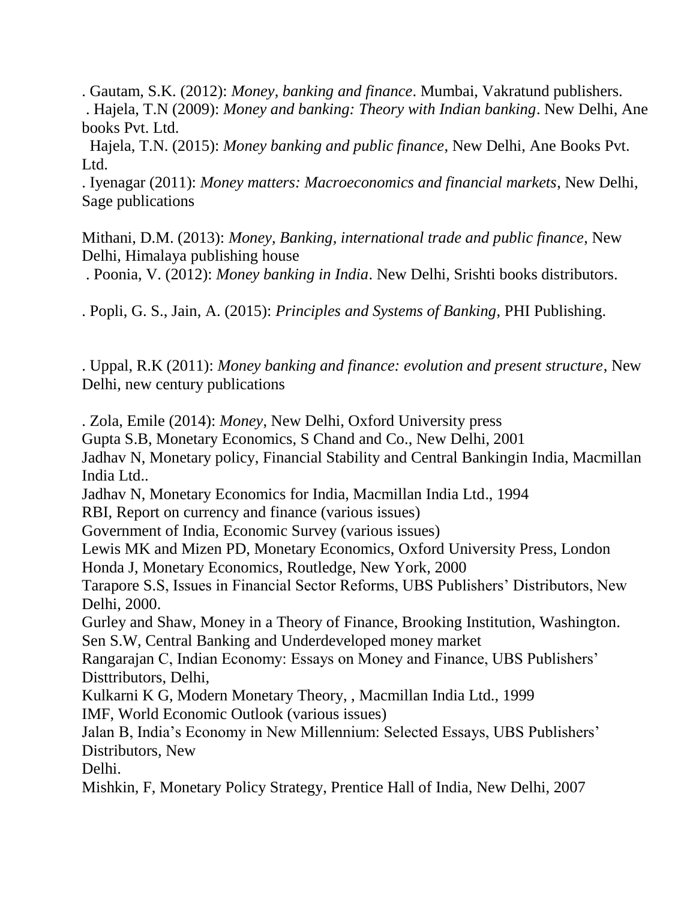. Gautam, S.K. (2012): *Money, banking and finance*. Mumbai, Vakratund publishers.
. Hajela, T.N (2009): *Money and banking: Theory with Indian banking*. New Delhi, Ane books Pvt. Ltd.
Hajela, T.N. (2015): *Money banking and public finance*, New Delhi, Ane Books Pvt. Ltd.
. Iyenagar (2011): *Money matters: Macroeconomics and financial markets*, New Delhi, Sage publications

Mithani, D.M. (2013): *Money, Banking, international trade and public finance,* New Delhi, Himalaya publishing house
. Poonia, V. (2012): *Money banking in India*. New Delhi, Srishti books distributors.

. Popli, G. S., Jain, A. (2015): *Principles and Systems of Banking*, PHI Publishing.

. Uppal, R.K (2011): *Money banking and finance: evolution and present structure*, New Delhi, new century publications

. Zola, Emile (2014): *Money*, New Delhi, Oxford University press
Gupta S.B, Monetary Economics, S Chand and Co., New Delhi, 2001
Jadhav N, Monetary policy, Financial Stability and Central Bankingin India, Macmillan India Ltd..
Jadhav N, Monetary Economics for India, Macmillan India Ltd., 1994
RBI, Report on currency and finance (various issues)
Government of India, Economic Survey (various issues)
Lewis MK and Mizen PD, Monetary Economics, Oxford University Press, London
Honda J, Monetary Economics, Routledge, New York, 2000
Tarapore S.S, Issues in Financial Sector Reforms, UBS Publishers' Distributors, New Delhi, 2000.
Gurley and Shaw, Money in a Theory of Finance, Brooking Institution, Washington.
Sen S.W, Central Banking and Underdeveloped money market
Rangarajan C, Indian Economy: Essays on Money and Finance, UBS Publishers' Disttributors, Delhi,
Kulkarni K G, Modern Monetary Theory, , Macmillan India Ltd., 1999
IMF, World Economic Outlook (various issues)
Jalan B, India's Economy in New Millennium: Selected Essays, UBS Publishers' Distributors, New
Delhi.
Mishkin, F, Monetary Policy Strategy, Prentice Hall of India, New Delhi, 2007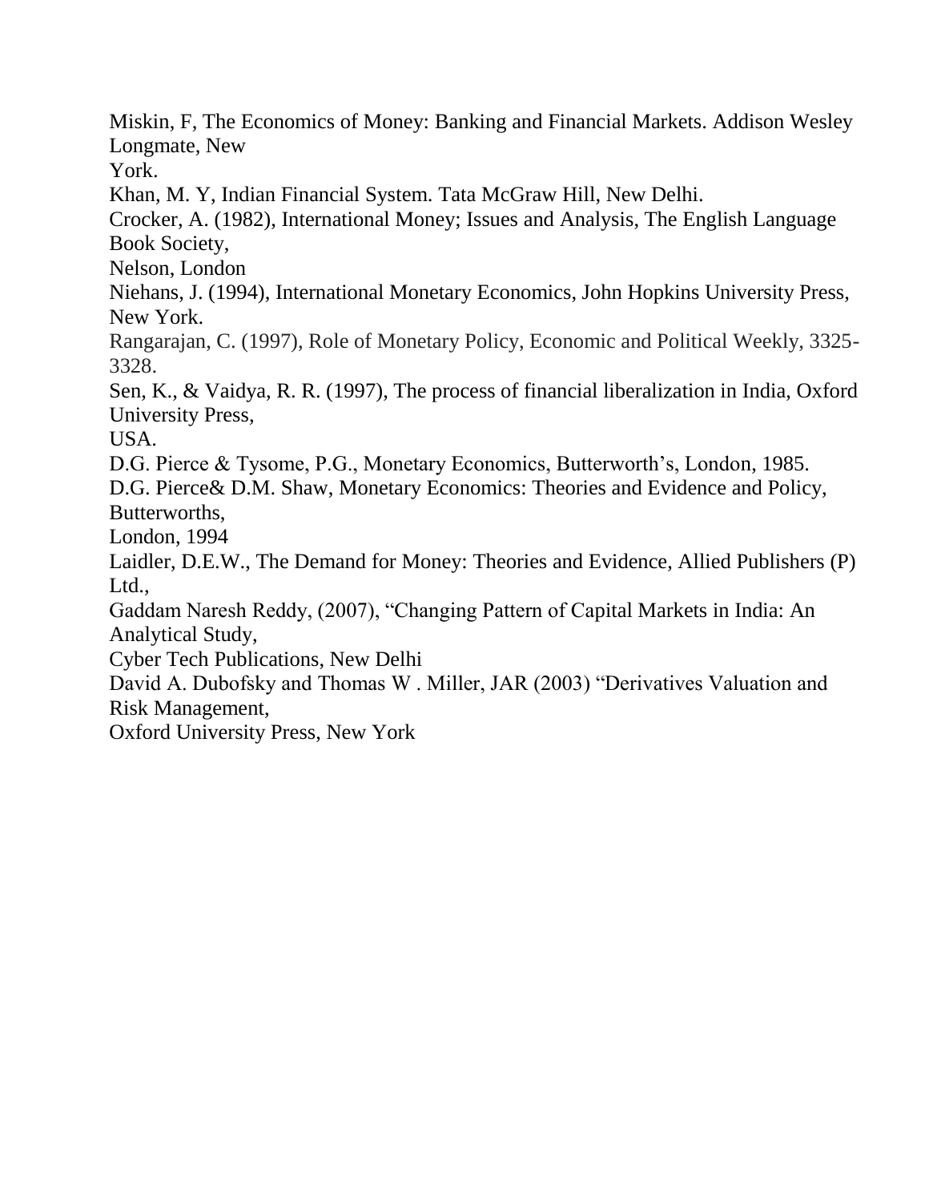Miskin, F, The Economics of Money: Banking and Financial Markets. Addison Wesley Longmate, New York.

Khan, M. Y, Indian Financial System. Tata McGraw Hill, New Delhi.

Crocker, A. (1982), International Money; Issues and Analysis, The English Language Book Society, Nelson, London

Niehans, J. (1994), International Monetary Economics, John Hopkins University Press, New York.

Rangarajan, C. (1997), Role of Monetary Policy, Economic and Political Weekly, 3325-3328.

Sen, K., & Vaidya, R. R. (1997), The process of financial liberalization in India, Oxford University Press, USA.

D.G. Pierce & Tysome, P.G., Monetary Economics, Butterworth's, London, 1985.

D.G. Pierce& D.M. Shaw, Monetary Economics: Theories and Evidence and Policy, Butterworths, London, 1994

Laidler, D.E.W., The Demand for Money: Theories and Evidence, Allied Publishers (P) Ltd.,

Gaddam Naresh Reddy, (2007), "Changing Pattern of Capital Markets in India: An Analytical Study, Cyber Tech Publications, New Delhi

David A. Dubofsky and Thomas W . Miller, JAR (2003) "Derivatives Valuation and Risk Management, Oxford University Press, New York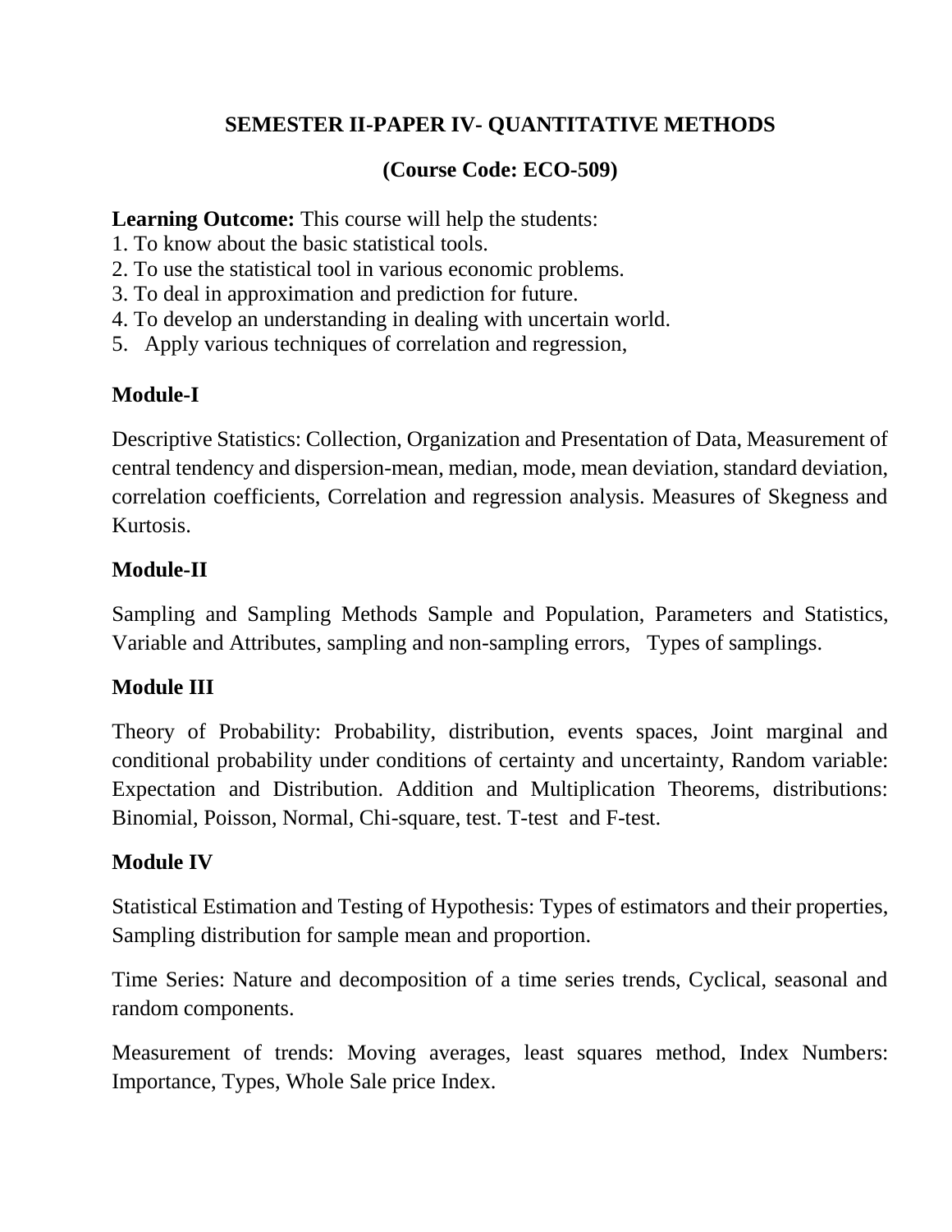## SEMESTER II-PAPER IV- QUANTITATIVE METHODS

### (Course Code: ECO-509)

**Learning Outcome:** This course will help the students:

1. To know about the basic statistical tools.
2. To use the statistical tool in various economic problems.
3. To deal in approximation and prediction for future.
4. To develop an understanding in dealing with uncertain world.
5. Apply various techniques of correlation and regression,

### Module-I

Descriptive Statistics: Collection, Organization and Presentation of Data, Measurement of central tendency and dispersion-mean, median, mode, mean deviation, standard deviation, correlation coefficients, Correlation and regression analysis. Measures of Skegness and Kurtosis.

### Module-II

Sampling and Sampling Methods Sample and Population, Parameters and Statistics, Variable and Attributes, sampling and non-sampling errors, Types of samplings.

### Module III

Theory of Probability: Probability, distribution, events spaces, Joint marginal and conditional probability under conditions of certainty and uncertainty, Random variable: Expectation and Distribution. Addition and Multiplication Theorems, distributions: Binomial, Poisson, Normal, Chi-square, test. T-test and F-test.

### Module IV

Statistical Estimation and Testing of Hypothesis: Types of estimators and their properties, Sampling distribution for sample mean and proportion.

Time Series: Nature and decomposition of a time series trends, Cyclical, seasonal and random components.

Measurement of trends: Moving averages, least squares method, Index Numbers: Importance, Types, Whole Sale price Index.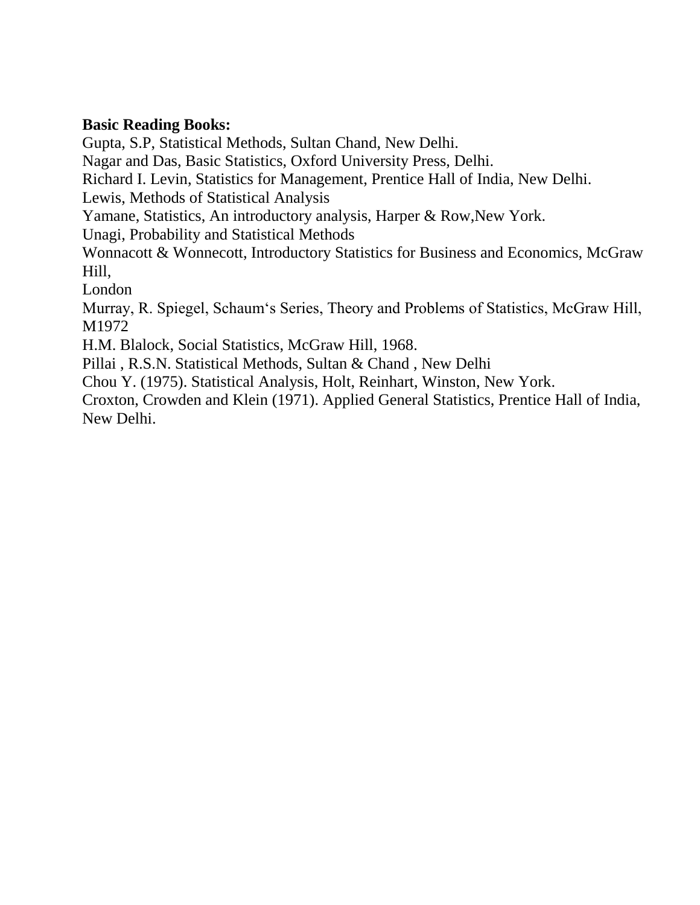**Basic Reading Books:**

Gupta, S.P, Statistical Methods, Sultan Chand, New Delhi.

Nagar and Das, Basic Statistics, Oxford University Press, Delhi.

Richard I. Levin, Statistics for Management, Prentice Hall of India, New Delhi.

Lewis, Methods of Statistical Analysis

Yamane, Statistics, An introductory analysis, Harper & Row,New York.

Unagi, Probability and Statistical Methods

Wonnacott & Wonnecott, Introductory Statistics for Business and Economics, McGraw Hill,
London

Murray, R. Spiegel, Schaum‘s Series, Theory and Problems of Statistics, McGraw Hill, M1972

H.M. Blalock, Social Statistics, McGraw Hill, 1968.

Pillai , R.S.N. Statistical Methods, Sultan & Chand , New Delhi

Chou Y. (1975). Statistical Analysis, Holt, Reinhart, Winston, New York.

Croxton, Crowden and Klein (1971). Applied General Statistics, Prentice Hall of India, New Delhi.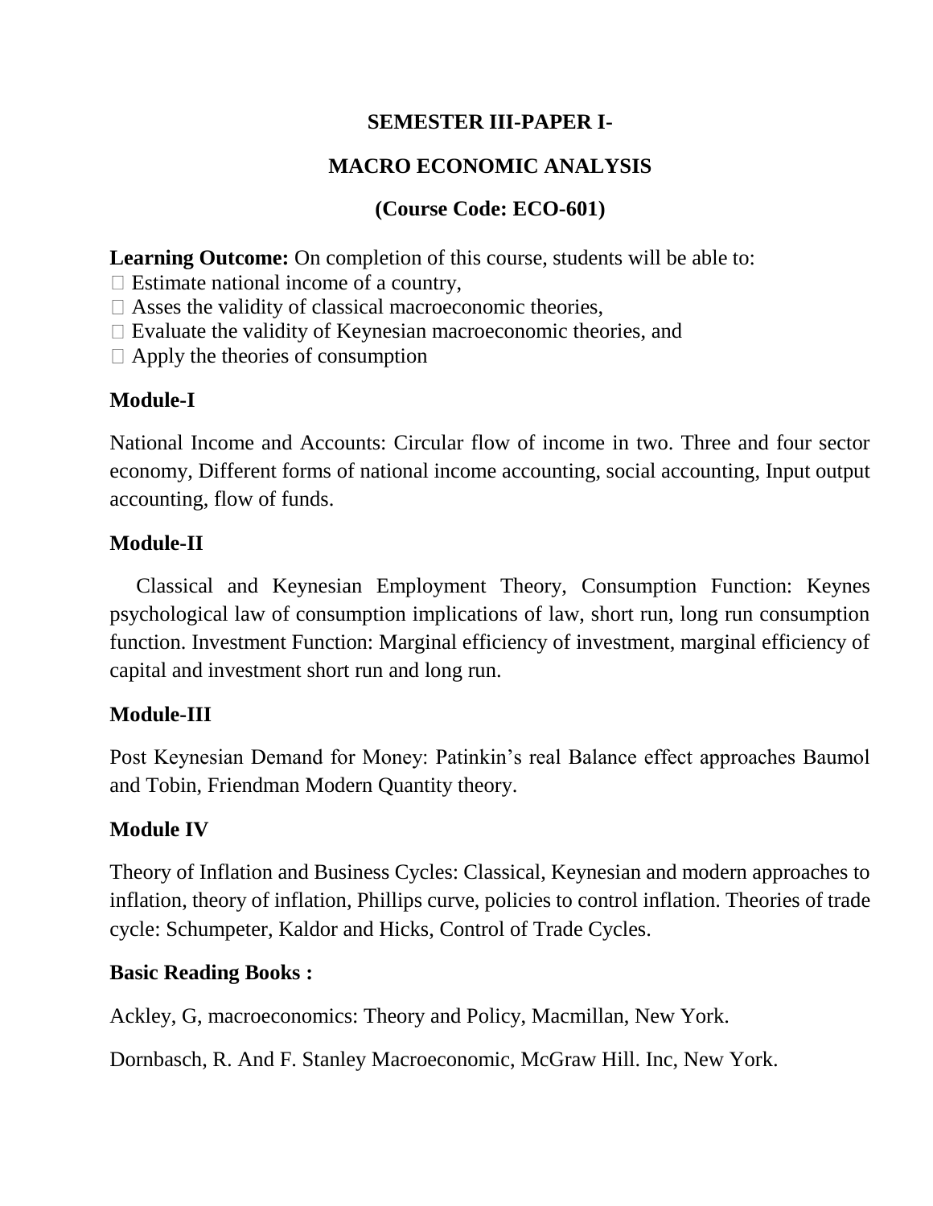**SEMESTER III-PAPER I-**

**MACRO ECONOMIC ANALYSIS**

**(Course Code: ECO-601)**

**Learning Outcome:** On completion of this course, students will be able to:

-  Estimate national income of a country,
-  Asses the validity of classical macroeconomic theories,
-  Evaluate the validity of Keynesian macroeconomic theories, and
-  Apply the theories of consumption

**Module-I**

National Income and Accounts: Circular flow of income in two. Three and four sector economy, Different forms of national income accounting, social accounting, Input output accounting, flow of funds.

**Module-II**

Classical and Keynesian Employment Theory, Consumption Function: Keynes psychological law of consumption implications of law, short run, long run consumption function. Investment Function: Marginal efficiency of investment, marginal efficiency of capital and investment short run and long run.

**Module-III**

Post Keynesian Demand for Money: Patinkin's real Balance effect approaches Baumol and Tobin, Friendman Modern Quantity theory.

**Module IV**

Theory of Inflation and Business Cycles: Classical, Keynesian and modern approaches to inflation, theory of inflation, Phillips curve, policies to control inflation. Theories of trade cycle: Schumpeter, Kaldor and Hicks, Control of Trade Cycles.

**Basic Reading Books :**

Ackley, G, macroeconomics: Theory and Policy, Macmillan, New York.

Dornbasch, R. And F. Stanley Macroeconomic, McGraw Hill. Inc, New York.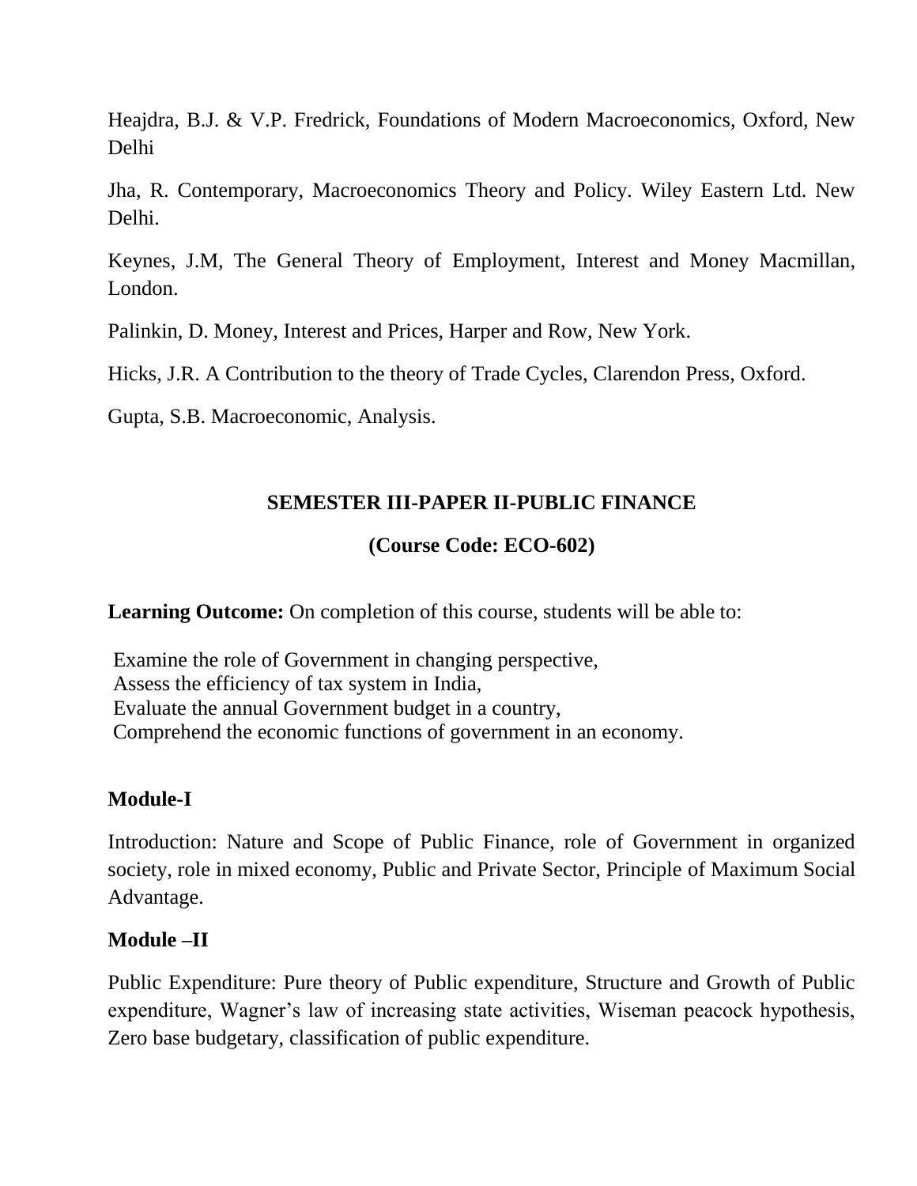Heajdra, B.J. & V.P. Fredrick, Foundations of Modern Macroeconomics, Oxford, New Delhi

Jha, R. Contemporary, Macroeconomics Theory and Policy. Wiley Eastern Ltd. New Delhi.

Keynes, J.M, The General Theory of Employment, Interest and Money Macmillan, London.

Palinkin, D. Money, Interest and Prices, Harper and Row, New York.

Hicks, J.R. A Contribution to the theory of Trade Cycles, Clarendon Press, Oxford.

Gupta, S.B. Macroeconomic, Analysis.

## SEMESTER III-PAPER II-PUBLIC FINANCE

### (Course Code: ECO-602)

**Learning Outcome:** On completion of this course, students will be able to:

Examine the role of Government in changing perspective,
Assess the efficiency of tax system in India,
Evaluate the annual Government budget in a country,
Comprehend the economic functions of government in an economy.

### Module-I

Introduction: Nature and Scope of Public Finance, role of Government in organized society, role in mixed economy, Public and Private Sector, Principle of Maximum Social Advantage.

### Module –II

Public Expenditure: Pure theory of Public expenditure, Structure and Growth of Public expenditure, Wagner's law of increasing state activities, Wiseman peacock hypothesis, Zero base budgetary, classification of public expenditure.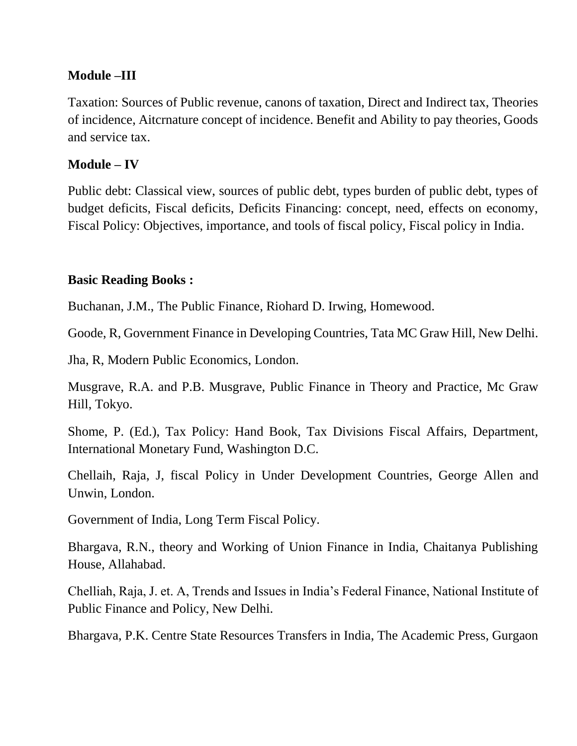**Module –III**

Taxation: Sources of Public revenue, canons of taxation, Direct and Indirect tax, Theories of incidence, Aitcrnature concept of incidence. Benefit and Ability to pay theories, Goods and service tax.

**Module – IV**

Public debt: Classical view, sources of public debt, types burden of public debt, types of budget deficits, Fiscal deficits, Deficits Financing: concept, need, effects on economy, Fiscal Policy: Objectives, importance, and tools of fiscal policy, Fiscal policy in India.

**Basic Reading Books :**

Buchanan, J.M., The Public Finance, Riohard D. Irwing, Homewood.

Goode, R, Government Finance in Developing Countries, Tata MC Graw Hill, New Delhi.

Jha, R, Modern Public Economics, London.

Musgrave, R.A. and P.B. Musgrave, Public Finance in Theory and Practice, Mc Graw Hill, Tokyo.

Shome, P. (Ed.), Tax Policy: Hand Book, Tax Divisions Fiscal Affairs, Department, International Monetary Fund, Washington D.C.

Chellaih, Raja, J, fiscal Policy in Under Development Countries, George Allen and Unwin, London.

Government of India, Long Term Fiscal Policy.

Bhargava, R.N., theory and Working of Union Finance in India, Chaitanya Publishing House, Allahabad.

Chelliah, Raja, J. et. A, Trends and Issues in India's Federal Finance, National Institute of Public Finance and Policy, New Delhi.

Bhargava, P.K. Centre State Resources Transfers in India, The Academic Press, Gurgaon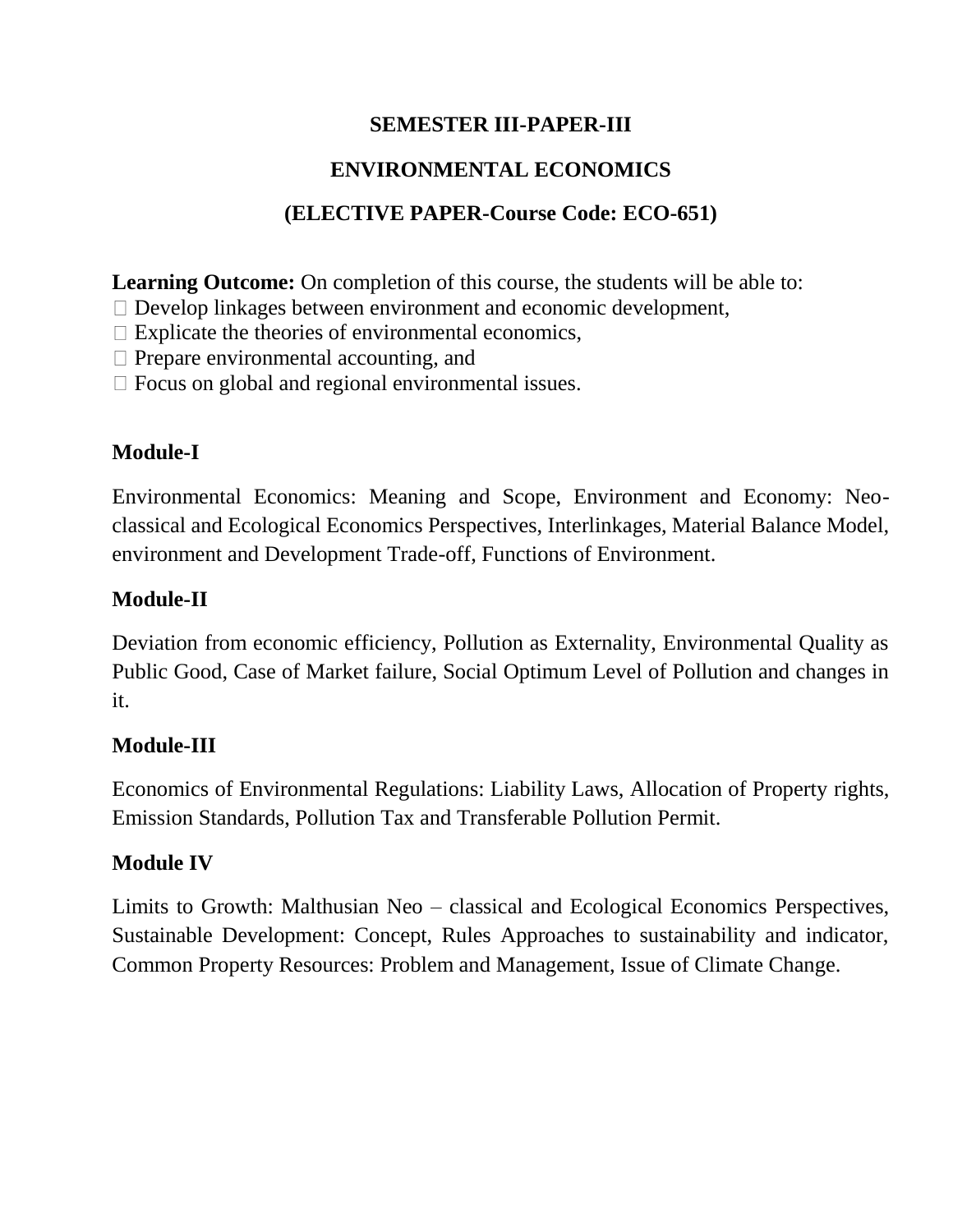**SEMESTER III-PAPER-III**

**ENVIRONMENTAL ECONOMICS**

**(ELECTIVE PAPER-Course Code: ECO-651)**

**Learning Outcome:** On completion of this course, the students will be able to:

- Develop linkages between environment and economic development,
- Explicate the theories of environmental economics,
- Prepare environmental accounting, and
- Focus on global and regional environmental issues.

**Module-I**

Environmental Economics: Meaning and Scope, Environment and Economy: Neo-classical and Ecological Economics Perspectives, Interlinkages, Material Balance Model, environment and Development Trade-off, Functions of Environment.

**Module-II**

Deviation from economic efficiency, Pollution as Externality, Environmental Quality as Public Good, Case of Market failure, Social Optimum Level of Pollution and changes in it.

**Module-III**

Economics of Environmental Regulations: Liability Laws, Allocation of Property rights, Emission Standards, Pollution Tax and Transferable Pollution Permit.

**Module IV**

Limits to Growth: Malthusian Neo – classical and Ecological Economics Perspectives, Sustainable Development: Concept, Rules Approaches to sustainability and indicator, Common Property Resources: Problem and Management, Issue of Climate Change.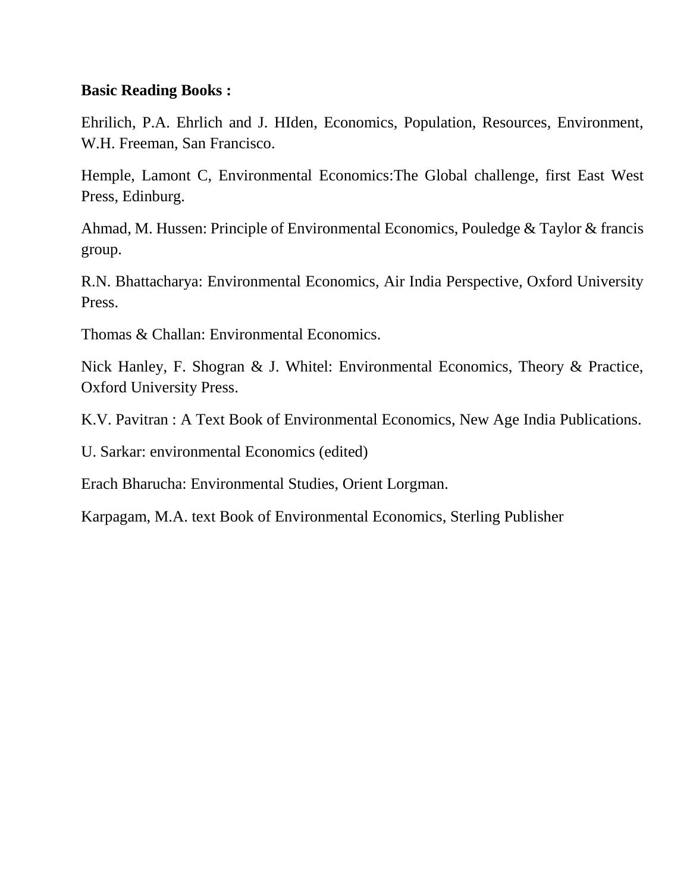**Basic Reading Books :**

Ehrilich, P.A. Ehrlich and J. HIden, Economics, Population, Resources, Environment, W.H. Freeman, San Francisco.

Hemple, Lamont C, Environmental Economics:The Global challenge, first East West Press, Edinburg.

Ahmad, M. Hussen: Principle of Environmental Economics, Pouledge & Taylor & francis group.

R.N. Bhattacharya: Environmental Economics, Air India Perspective, Oxford University Press.

Thomas & Challan: Environmental Economics.

Nick Hanley, F. Shogran & J. Whitel: Environmental Economics, Theory & Practice, Oxford University Press.

K.V. Pavitran : A Text Book of Environmental Economics, New Age India Publications.

U. Sarkar: environmental Economics (edited)

Erach Bharucha: Environmental Studies, Orient Lorgman.

Karpagam, M.A. text Book of Environmental Economics, Sterling Publisher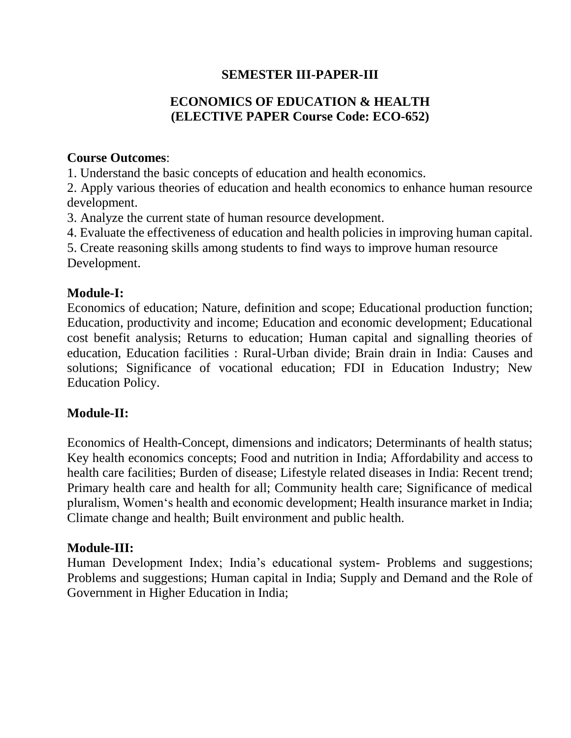## SEMESTER III-PAPER-III

## ECONOMICS OF EDUCATION & HEALTH
## (ELECTIVE PAPER Course Code: ECO-652)

**Course Outcomes**:

1. Understand the basic concepts of education and health economics.
2. Apply various theories of education and health economics to enhance human resource development.
3. Analyze the current state of human resource development.
4. Evaluate the effectiveness of education and health policies in improving human capital.
5. Create reasoning skills among students to find ways to improve human resource Development.

**Module-I:**

Economics of education; Nature, definition and scope; Educational production function; Education, productivity and income; Education and economic development; Educational cost benefit analysis; Returns to education; Human capital and signalling theories of education, Education facilities : Rural-Urban divide; Brain drain in India: Causes and solutions; Significance of vocational education; FDI in Education Industry; New Education Policy.

**Module-II:**

Economics of Health-Concept, dimensions and indicators; Determinants of health status; Key health economics concepts; Food and nutrition in India; Affordability and access to health care facilities; Burden of disease; Lifestyle related diseases in India: Recent trend; Primary health care and health for all; Community health care; Significance of medical pluralism, Women's health and economic development; Health insurance market in India; Climate change and health; Built environment and public health.

**Module-III:**

Human Development Index; India's educational system- Problems and suggestions; Problems and suggestions; Human capital in India; Supply and Demand and the Role of Government in Higher Education in India;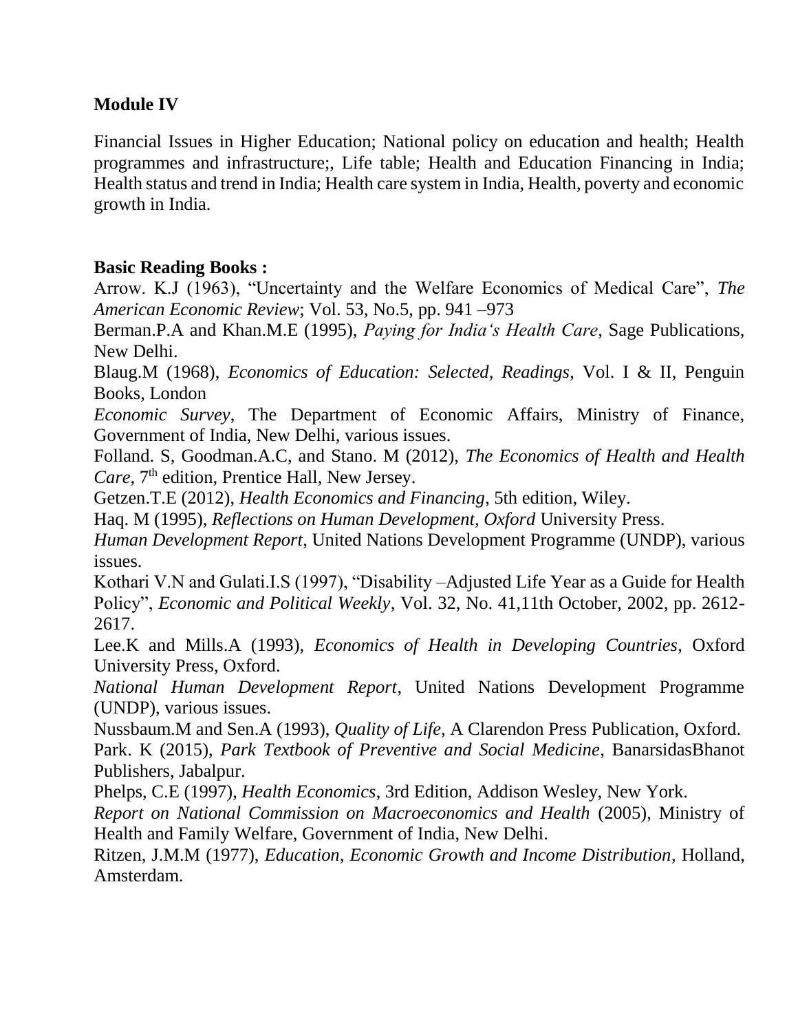**Module IV**

Financial Issues in Higher Education; National policy on education and health; Health programmes and infrastructure;, Life table; Health and Education Financing in India; Health status and trend in India; Health care system in India, Health, poverty and economic growth in India.

**Basic Reading Books :**

Arrow. K.J (1963), "Uncertainty and the Welfare Economics of Medical Care", *The American Economic Review*; Vol. 53, No.5, pp. 941 –973

Berman.P.A and Khan.M.E (1995), *Paying for India's Health Care*, Sage Publications, New Delhi.

Blaug.M (1968), *Economics of Education: Selected, Readings*, Vol. I & II, Penguin Books, London

*Economic Survey*, The Department of Economic Affairs, Ministry of Finance, Government of India, New Delhi, various issues.

Folland. S, Goodman.A.C, and Stano. M (2012), *The Economics of Health and Health Care*, 7th edition, Prentice Hall, New Jersey.

Getzen.T.E (2012), *Health Economics and Financing*, 5th edition, Wiley.

Haq. M (1995), *Reflections on Human Development, Oxford* University Press.

*Human Development Report*, United Nations Development Programme (UNDP), various issues.

Kothari V.N and Gulati.I.S (1997), "Disability –Adjusted Life Year as a Guide for Health Policy", *Economic and Political Weekly*, Vol. 32, No. 41,11th October, 2002, pp. 2612-2617.

Lee.K and Mills.A (1993), *Economics of Health in Developing Countries*, Oxford University Press, Oxford.

*National Human Development Report*, United Nations Development Programme (UNDP), various issues.

Nussbaum.M and Sen.A (1993), *Quality of Life*, A Clarendon Press Publication, Oxford.

Park. K (2015), *Park Textbook of Preventive and Social Medicine*, BanarsidasBhanot Publishers, Jabalpur.

Phelps, C.E (1997), *Health Economics*, 3rd Edition, Addison Wesley, New York.

*Report on National Commission on Macroeconomics and Health* (2005), Ministry of Health and Family Welfare, Government of India, New Delhi.

Ritzen, J.M.M (1977), *Education, Economic Growth and Income Distribution*, Holland, Amsterdam.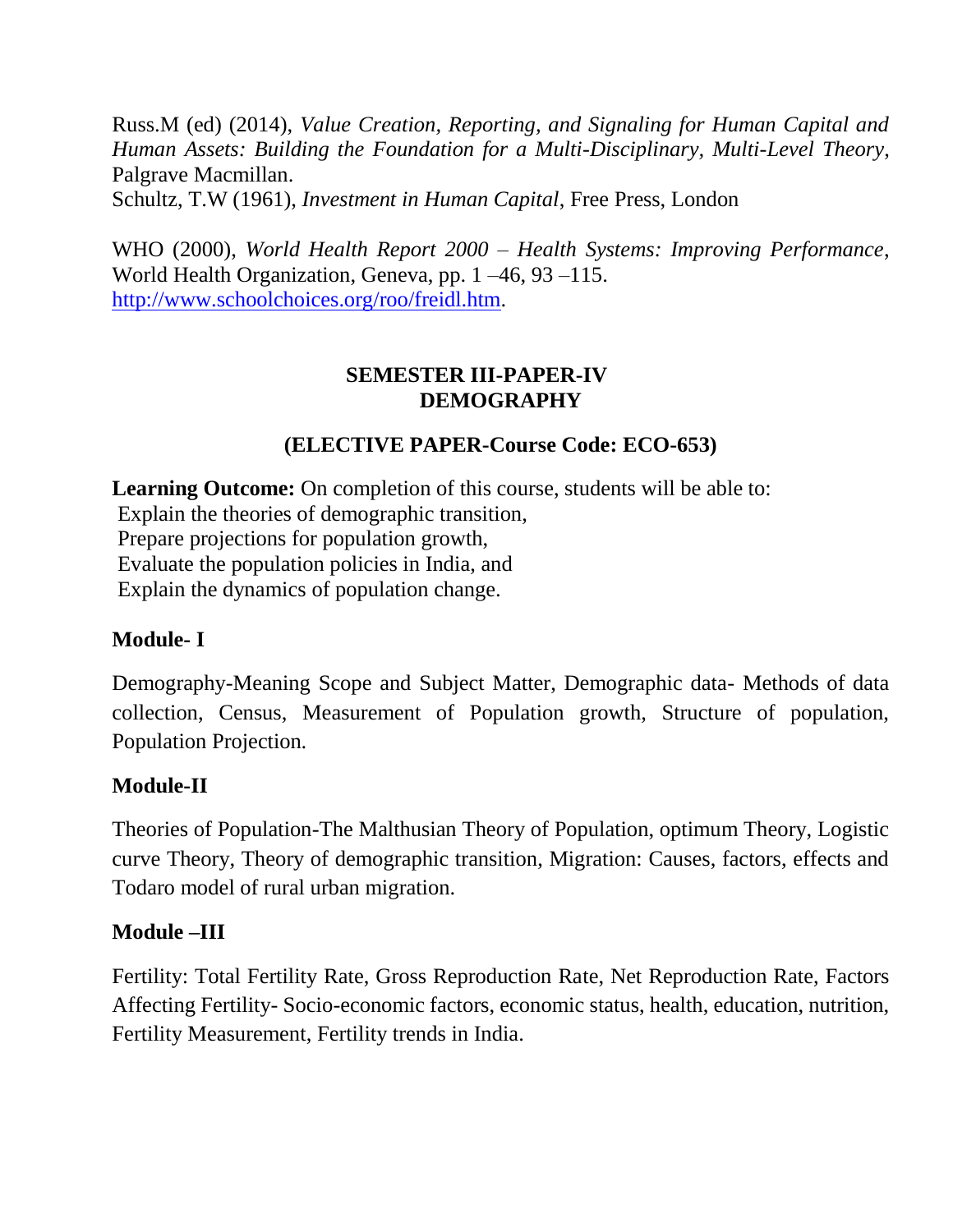Russ.M (ed) (2014), *Value Creation, Reporting, and Signaling for Human Capital and Human Assets: Building the Foundation for a Multi-Disciplinary, Multi-Level Theory*, Palgrave Macmillan.

Schultz, T.W (1961), *Investment in Human Capital*, Free Press, London

WHO (2000), *World Health Report 2000 – Health Systems: Improving Performance*, World Health Organization, Geneva, pp. 1 –46, 93 –115. http://www.schoolchoices.org/roo/freidl.htm.

## SEMESTER III-PAPER-IV
## DEMOGRAPHY

### (ELECTIVE PAPER-Course Code: ECO-653)

**Learning Outcome:** On completion of this course, students will be able to:

- Explain the theories of demographic transition,
- Prepare projections for population growth,
- Evaluate the population policies in India, and
- Explain the dynamics of population change.

### Module- I

Demography-Meaning Scope and Subject Matter, Demographic data- Methods of data collection, Census, Measurement of Population growth, Structure of population, Population Projection.

### Module-II

Theories of Population-The Malthusian Theory of Population, optimum Theory, Logistic curve Theory, Theory of demographic transition, Migration: Causes, factors, effects and Todaro model of rural urban migration.

### Module –III

Fertility: Total Fertility Rate, Gross Reproduction Rate, Net Reproduction Rate, Factors Affecting Fertility- Socio-economic factors, economic status, health, education, nutrition, Fertility Measurement, Fertility trends in India.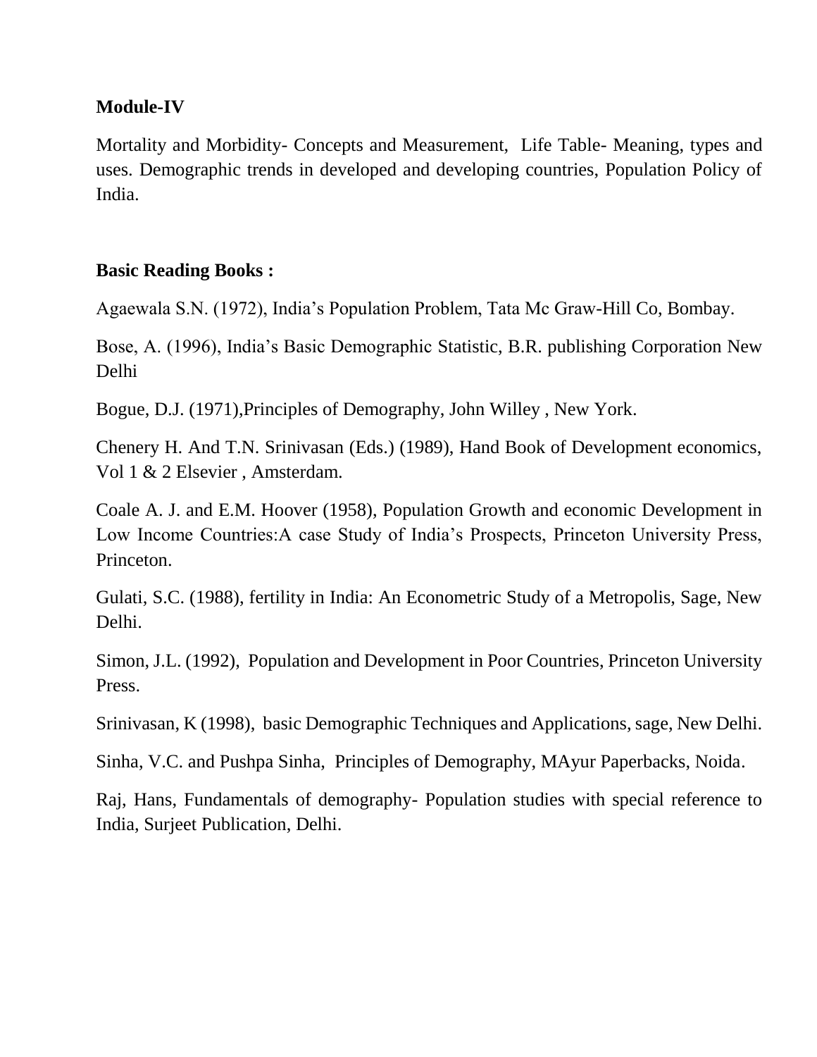**Module-IV**

Mortality and Morbidity- Concepts and Measurement, Life Table- Meaning, types and uses. Demographic trends in developed and developing countries, Population Policy of India.

**Basic Reading Books :**

Agaewala S.N. (1972), India's Population Problem, Tata Mc Graw-Hill Co, Bombay.

Bose, A. (1996), India's Basic Demographic Statistic, B.R. publishing Corporation New Delhi

Bogue, D.J. (1971),Principles of Demography, John Willey , New York.

Chenery H. And T.N. Srinivasan (Eds.) (1989), Hand Book of Development economics, Vol 1 & 2 Elsevier , Amsterdam.

Coale A. J. and E.M. Hoover (1958), Population Growth and economic Development in Low Income Countries:A case Study of India's Prospects, Princeton University Press, Princeton.

Gulati, S.C. (1988), fertility in India: An Econometric Study of a Metropolis, Sage, New Delhi.

Simon, J.L. (1992), Population and Development in Poor Countries, Princeton University Press.

Srinivasan, K (1998), basic Demographic Techniques and Applications, sage, New Delhi.

Sinha, V.C. and Pushpa Sinha, Principles of Demography, MAyur Paperbacks, Noida.

Raj, Hans, Fundamentals of demography- Population studies with special reference to India, Surjeet Publication, Delhi.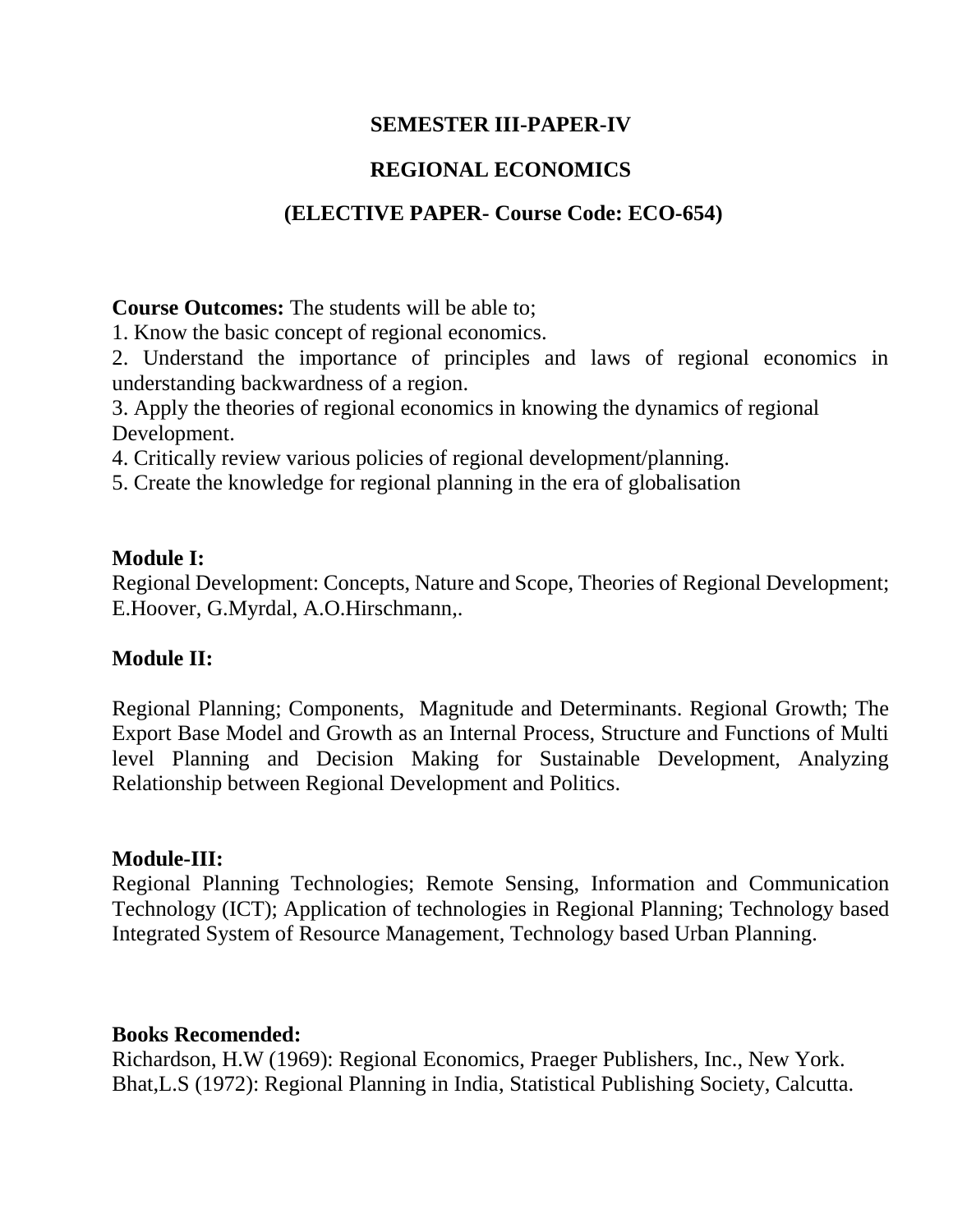## SEMESTER III-PAPER-IV

## REGIONAL ECONOMICS

## (ELECTIVE PAPER- Course Code: ECO-654)

**Course Outcomes:** The students will be able to;

1. Know the basic concept of regional economics.
2. Understand the importance of principles and laws of regional economics in understanding backwardness of a region.
3. Apply the theories of regional economics in knowing the dynamics of regional Development.
4. Critically review various policies of regional development/planning.
5. Create the knowledge for regional planning in the era of globalisation

**Module I:**

Regional Development: Concepts, Nature and Scope, Theories of Regional Development; E.Hoover, G.Myrdal, A.O.Hirschmann,.

**Module II:**

Regional Planning; Components, Magnitude and Determinants. Regional Growth; The Export Base Model and Growth as an Internal Process, Structure and Functions of Multi level Planning and Decision Making for Sustainable Development, Analyzing Relationship between Regional Development and Politics.

**Module-III:**

Regional Planning Technologies; Remote Sensing, Information and Communication Technology (ICT); Application of technologies in Regional Planning; Technology based Integrated System of Resource Management, Technology based Urban Planning.

**Books Recomended:**

Richardson, H.W (1969): Regional Economics, Praeger Publishers, Inc., New York.
Bhat,L.S (1972): Regional Planning in India, Statistical Publishing Society, Calcutta.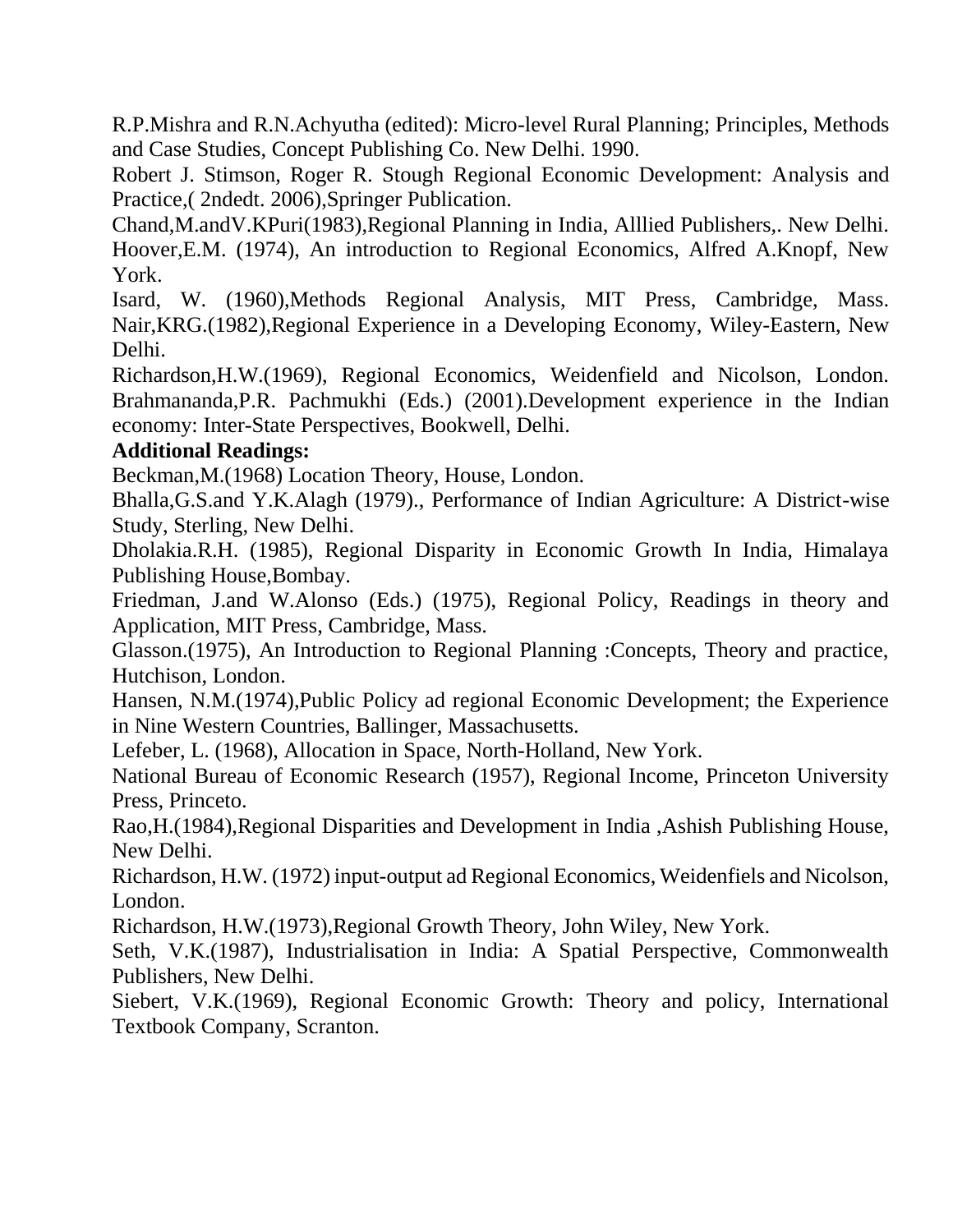R.P.Mishra and R.N.Achyutha (edited): Micro-level Rural Planning; Principles, Methods and Case Studies, Concept Publishing Co. New Delhi. 1990.

Robert J. Stimson, Roger R. Stough Regional Economic Development: Analysis and Practice,( 2ndedt. 2006),Springer Publication.

Chand,M.andV.KPuri(1983),Regional Planning in India, Alllied Publishers,. New Delhi.

Hoover,E.M. (1974), An introduction to Regional Economics, Alfred A.Knopf, New York.

Isard, W. (1960),Methods Regional Analysis, MIT Press, Cambridge, Mass.

Nair,KRG.(1982),Regional Experience in a Developing Economy, Wiley-Eastern, New Delhi.

Richardson,H.W.(1969), Regional Economics, Weidenfield and Nicolson, London.

Brahmananda,P.R. Pachmukhi (Eds.) (2001).Development experience in the Indian economy: Inter-State Perspectives, Bookwell, Delhi.

**Additional Readings:**

Beckman,M.(1968) Location Theory, House, London.

Bhalla,G.S.and Y.K.Alagh (1979)., Performance of Indian Agriculture: A District-wise Study, Sterling, New Delhi.

Dholakia.R.H. (1985), Regional Disparity in Economic Growth In India, Himalaya Publishing House,Bombay.

Friedman, J.and W.Alonso (Eds.) (1975), Regional Policy, Readings in theory and Application, MIT Press, Cambridge, Mass.

Glasson.(1975), An Introduction to Regional Planning :Concepts, Theory and practice, Hutchison, London.

Hansen, N.M.(1974),Public Policy ad regional Economic Development; the Experience in Nine Western Countries, Ballinger, Massachusetts.

Lefeber, L. (1968), Allocation in Space, North-Holland, New York.

National Bureau of Economic Research (1957), Regional Income, Princeton University Press, Princeto.

Rao,H.(1984),Regional Disparities and Development in India ,Ashish Publishing House, New Delhi.

Richardson, H.W. (1972) input-output ad Regional Economics, Weidenfiels and Nicolson, London.

Richardson, H.W.(1973),Regional Growth Theory, John Wiley, New York.

Seth, V.K.(1987), Industrialisation in India: A Spatial Perspective, Commonwealth Publishers, New Delhi.

Siebert, V.K.(1969), Regional Economic Growth: Theory and policy, International Textbook Company, Scranton.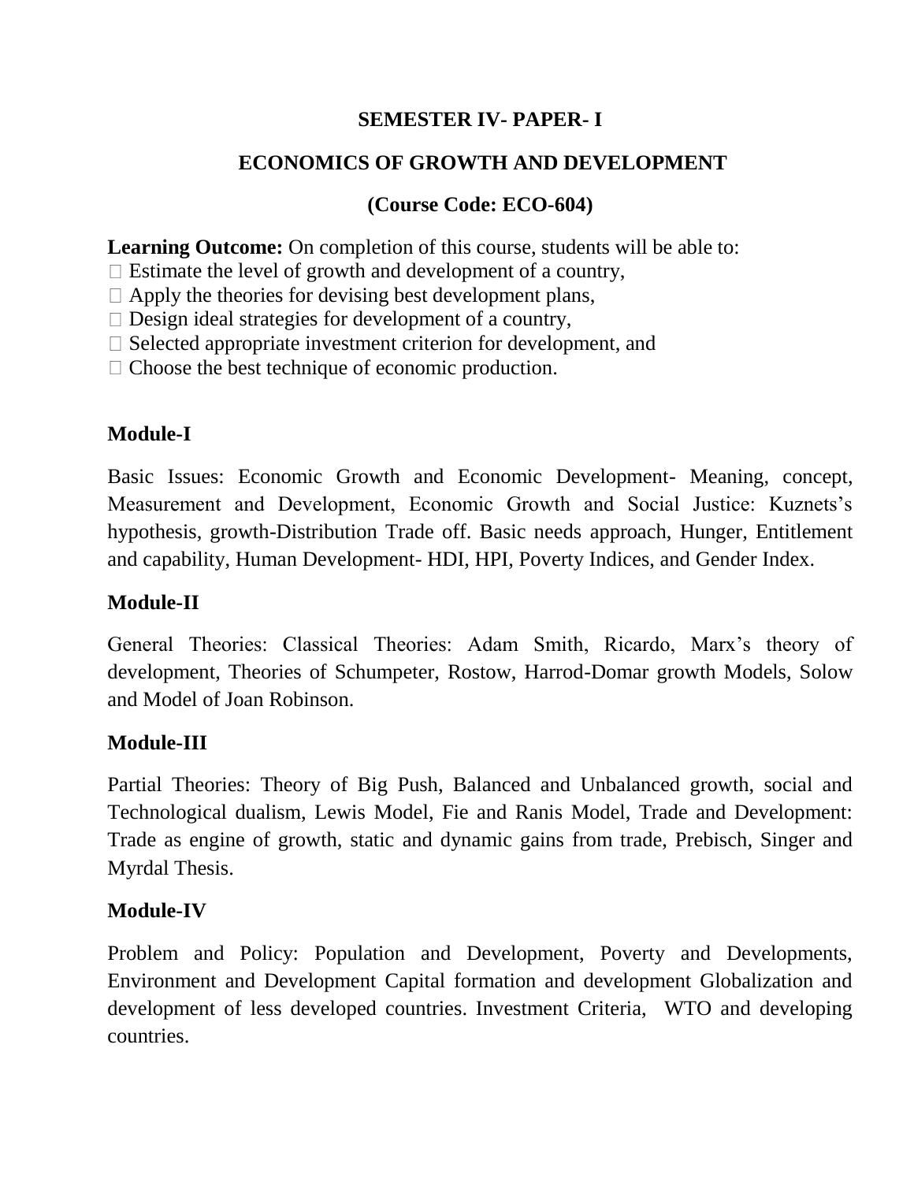## SEMESTER IV- PAPER- I

## ECONOMICS OF GROWTH AND DEVELOPMENT

### (Course Code: ECO-604)

**Learning Outcome:** On completion of this course, students will be able to:

- Estimate the level of growth and development of a country,
- Apply the theories for devising best development plans,
- Design ideal strategies for development of a country,
- Selected appropriate investment criterion for development, and
- Choose the best technique of economic production.

### Module-I

Basic Issues: Economic Growth and Economic Development- Meaning, concept, Measurement and Development, Economic Growth and Social Justice: Kuznets's hypothesis, growth-Distribution Trade off. Basic needs approach, Hunger, Entitlement and capability, Human Development- HDI, HPI, Poverty Indices, and Gender Index.

### Module-II

General Theories: Classical Theories: Adam Smith, Ricardo, Marx's theory of development, Theories of Schumpeter, Rostow, Harrod-Domar growth Models, Solow and Model of Joan Robinson.

### Module-III

Partial Theories: Theory of Big Push, Balanced and Unbalanced growth, social and Technological dualism, Lewis Model, Fie and Ranis Model, Trade and Development: Trade as engine of growth, static and dynamic gains from trade, Prebisch, Singer and Myrdal Thesis.

### Module-IV

Problem and Policy: Population and Development, Poverty and Developments, Environment and Development Capital formation and development Globalization and development of less developed countries. Investment Criteria, WTO and developing countries.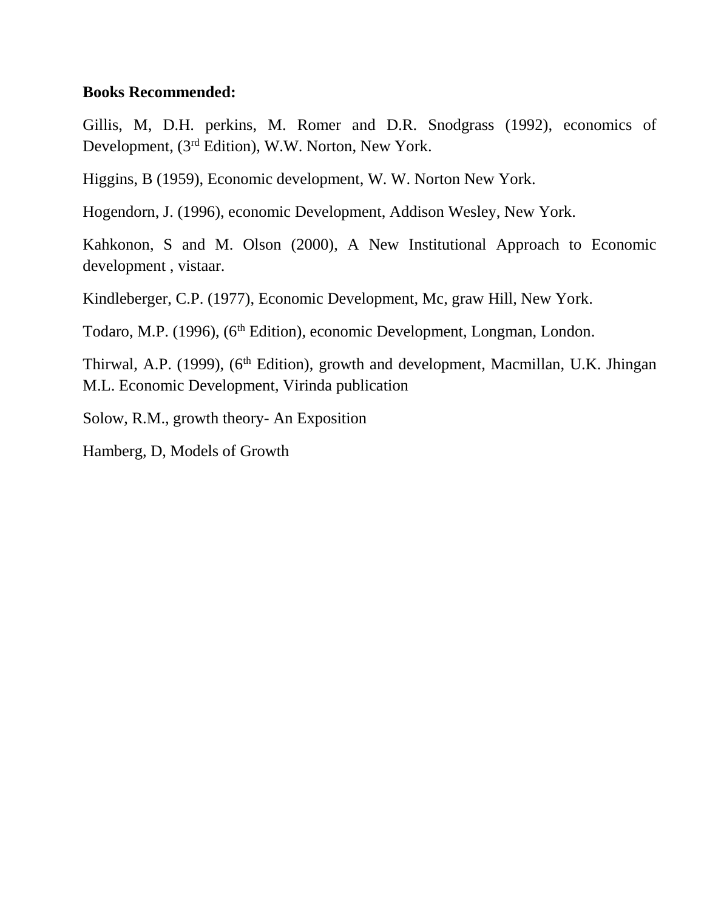**Books Recommended:**

Gillis, M, D.H. perkins, M. Romer and D.R. Snodgrass (1992), economics of Development, (3rd Edition), W.W. Norton, New York.

Higgins, B (1959), Economic development, W. W. Norton New York.

Hogendorn, J. (1996), economic Development, Addison Wesley, New York.

Kahkonon, S and M. Olson (2000), A New Institutional Approach to Economic development , vistaar.

Kindleberger, C.P. (1977), Economic Development, Mc, graw Hill, New York.

Todaro, M.P. (1996), (6th Edition), economic Development, Longman, London.

Thirwal, A.P. (1999), (6th Edition), growth and development, Macmillan, U.K. Jhingan M.L. Economic Development, Virinda publication

Solow, R.M., growth theory- An Exposition

Hamberg, D, Models of Growth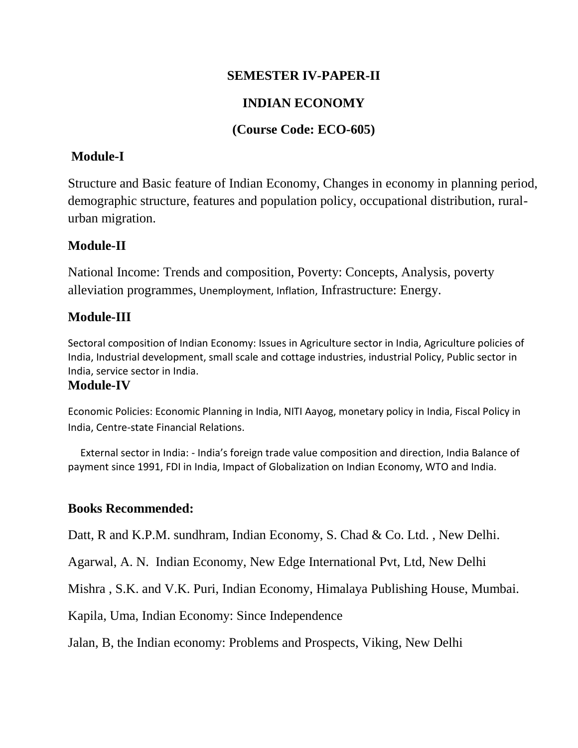## SEMESTER IV-PAPER-II

## INDIAN ECONOMY

## (Course Code: ECO-605)

### Module-I

Structure and Basic feature of Indian Economy, Changes in economy in planning period, demographic structure, features and population policy, occupational distribution, rural-urban migration.

### Module-II

National Income: Trends and composition, Poverty: Concepts, Analysis, poverty alleviation programmes, Unemployment, Inflation, Infrastructure: Energy.

### Module-III

Sectoral composition of Indian Economy: Issues in Agriculture sector in India, Agriculture policies of India, Industrial development, small scale and cottage industries, industrial Policy, Public sector in India, service sector in India.

### Module-IV

Economic Policies: Economic Planning in India, NITI Aayog, monetary policy in India, Fiscal Policy in India, Centre-state Financial Relations.

External sector in India: - India's foreign trade value composition and direction, India Balance of payment since 1991, FDI in India, Impact of Globalization on Indian Economy, WTO and India.

### Books Recommended:

Datt, R and K.P.M. sundhram, Indian Economy, S. Chad & Co. Ltd. , New Delhi.

Agarwal, A. N. Indian Economy, New Edge International Pvt, Ltd, New Delhi

Mishra , S.K. and V.K. Puri, Indian Economy, Himalaya Publishing House, Mumbai.

Kapila, Uma, Indian Economy: Since Independence

Jalan, B, the Indian economy: Problems and Prospects, Viking, New Delhi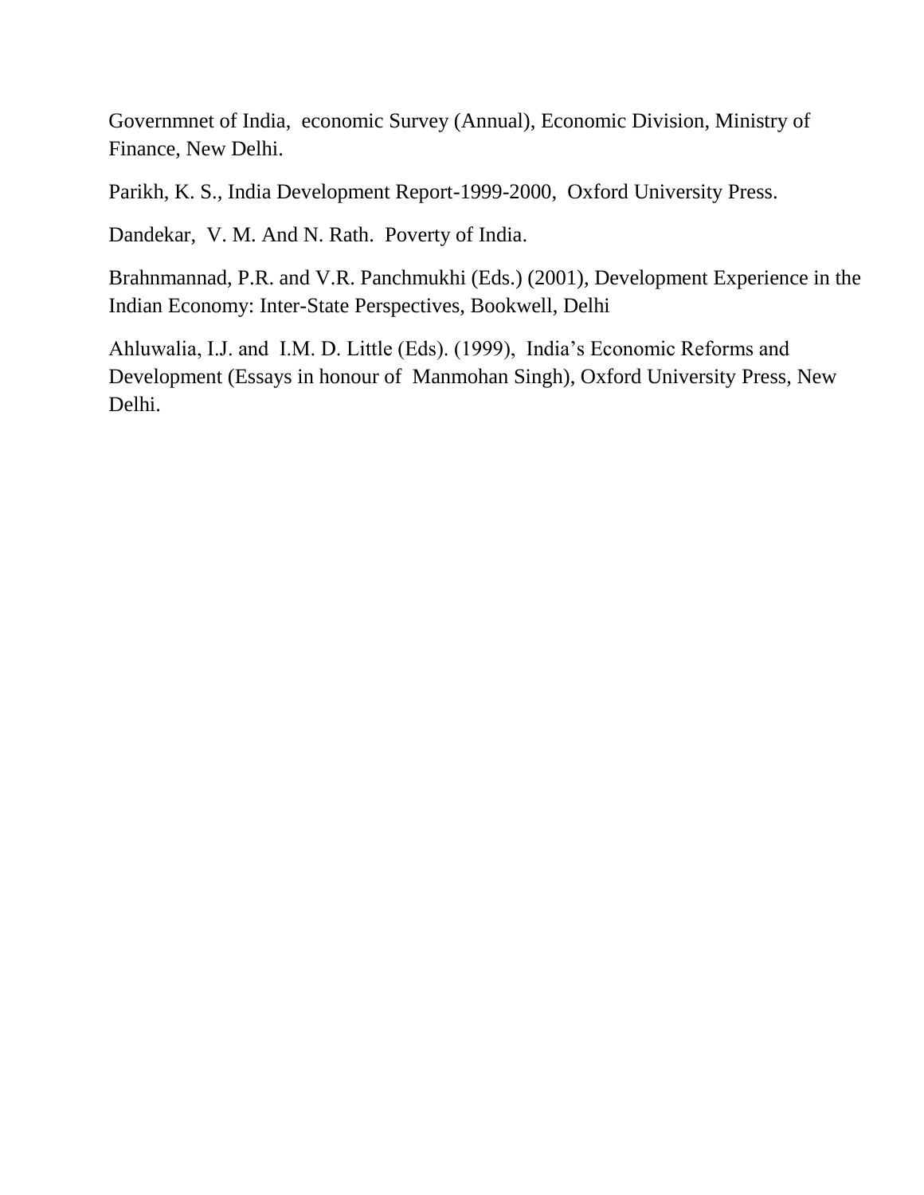Governmnet of India, economic Survey (Annual), Economic Division, Ministry of Finance, New Delhi.

Parikh, K. S., India Development Report-1999-2000, Oxford University Press.

Dandekar, V. M. And N. Rath. Poverty of India.

Brahnmannad, P.R. and V.R. Panchmukhi (Eds.) (2001), Development Experience in the Indian Economy: Inter-State Perspectives, Bookwell, Delhi

Ahluwalia, I.J. and I.M. D. Little (Eds). (1999), India's Economic Reforms and Development (Essays in honour of Manmohan Singh), Oxford University Press, New Delhi.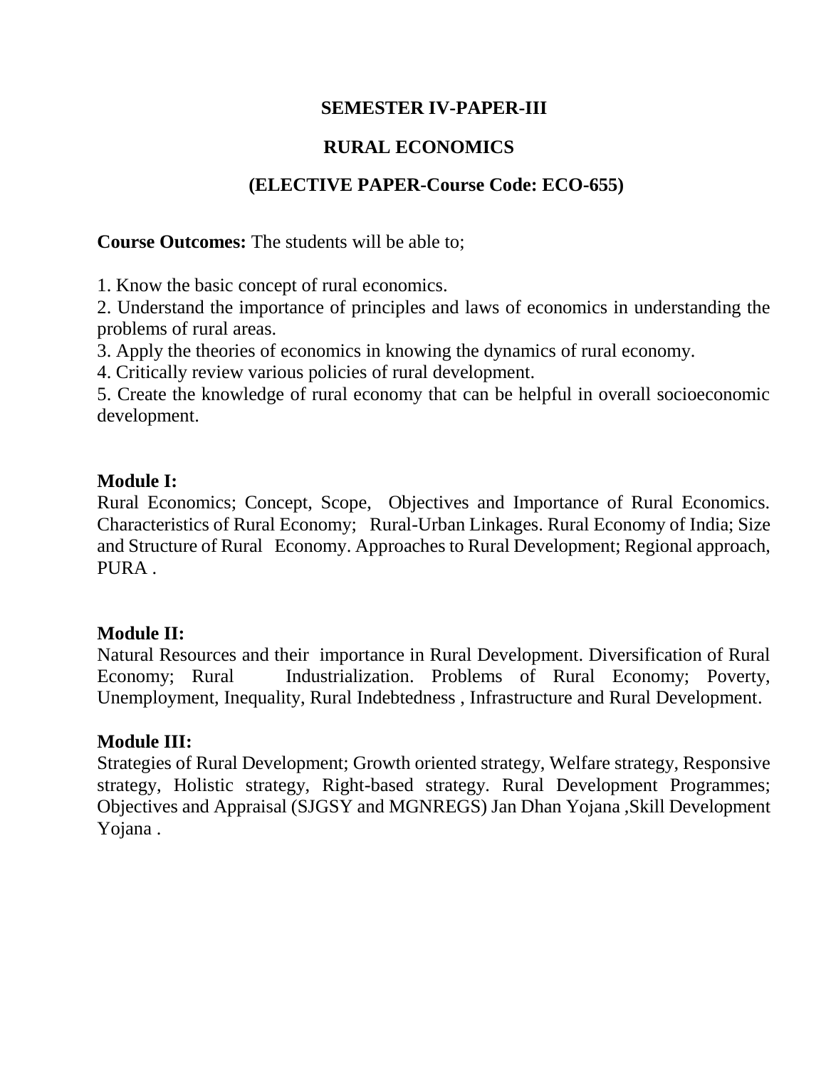## SEMESTER IV-PAPER-III

## RURAL ECONOMICS

## (ELECTIVE PAPER-Course Code: ECO-655)

**Course Outcomes:** The students will be able to;

1. Know the basic concept of rural economics.
2. Understand the importance of principles and laws of economics in understanding the problems of rural areas.
3. Apply the theories of economics in knowing the dynamics of rural economy.
4. Critically review various policies of rural development.
5. Create the knowledge of rural economy that can be helpful in overall socioeconomic development.

**Module I:**

Rural Economics; Concept, Scope, Objectives and Importance of Rural Economics. Characteristics of Rural Economy; Rural-Urban Linkages. Rural Economy of India; Size and Structure of Rural Economy. Approaches to Rural Development; Regional approach, PURA .

**Module II:**

Natural Resources and their importance in Rural Development. Diversification of Rural Economy; Rural Industrialization. Problems of Rural Economy; Poverty, Unemployment, Inequality, Rural Indebtedness , Infrastructure and Rural Development.

**Module III:**

Strategies of Rural Development; Growth oriented strategy, Welfare strategy, Responsive strategy, Holistic strategy, Right-based strategy. Rural Development Programmes; Objectives and Appraisal (SJGSY and MGNREGS) Jan Dhan Yojana ,Skill Development Yojana .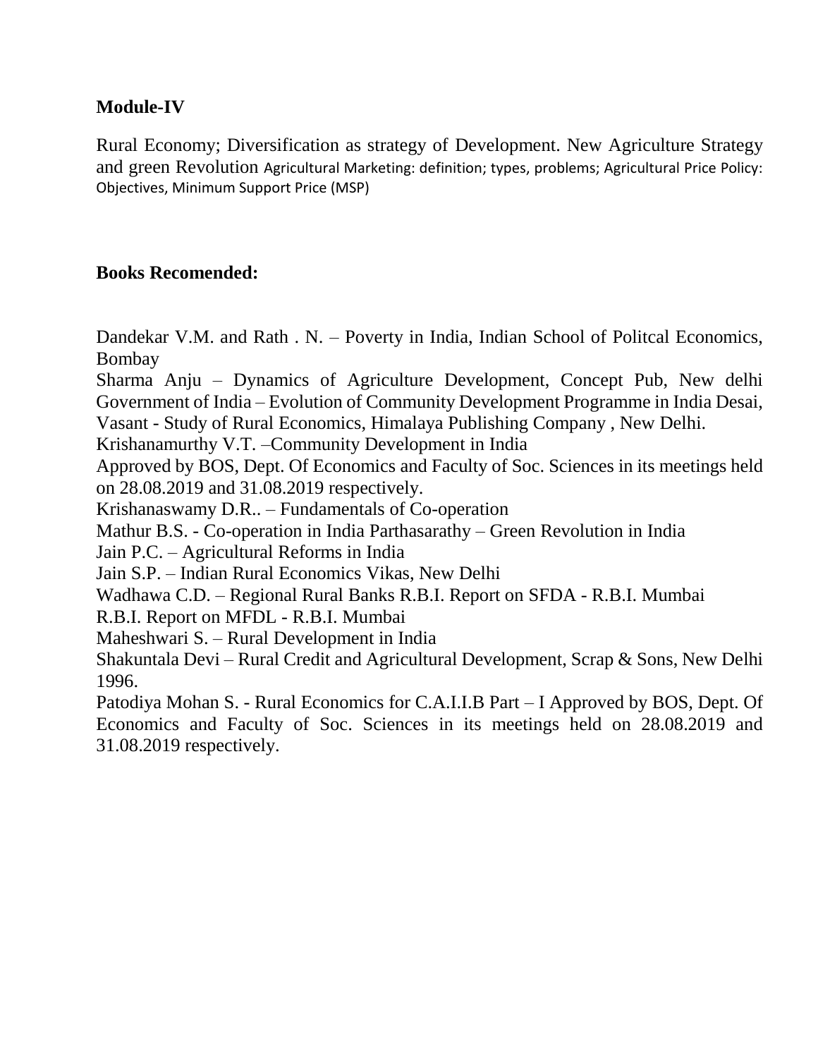**Module-IV**

Rural Economy; Diversification as strategy of Development. New Agriculture Strategy and green Revolution Agricultural Marketing: definition; types, problems; Agricultural Price Policy: Objectives, Minimum Support Price (MSP)

**Books Recomended:**

Dandekar V.M. and Rath . N. – Poverty in India, Indian School of Politcal Economics, Bombay

Sharma Anju – Dynamics of Agriculture Development, Concept Pub, New delhi Government of India – Evolution of Community Development Programme in India Desai, Vasant - Study of Rural Economics, Himalaya Publishing Company , New Delhi.

Krishanamurthy V.T. –Community Development in India

Approved by BOS, Dept. Of Economics and Faculty of Soc. Sciences in its meetings held on 28.08.2019 and 31.08.2019 respectively.

Krishanaswamy D.R.. – Fundamentals of Co-operation

Mathur B.S. - Co-operation in India Parthasarathy – Green Revolution in India

Jain P.C. – Agricultural Reforms in India

Jain S.P. – Indian Rural Economics Vikas, New Delhi

Wadhawa C.D. – Regional Rural Banks R.B.I. Report on SFDA - R.B.I. Mumbai

R.B.I. Report on MFDL - R.B.I. Mumbai

Maheshwari S. – Rural Development in India

Shakuntala Devi – Rural Credit and Agricultural Development, Scrap & Sons, New Delhi 1996.

Patodiya Mohan S. - Rural Economics for C.A.I.I.B Part – I Approved by BOS, Dept. Of Economics and Faculty of Soc. Sciences in its meetings held on 28.08.2019 and 31.08.2019 respectively.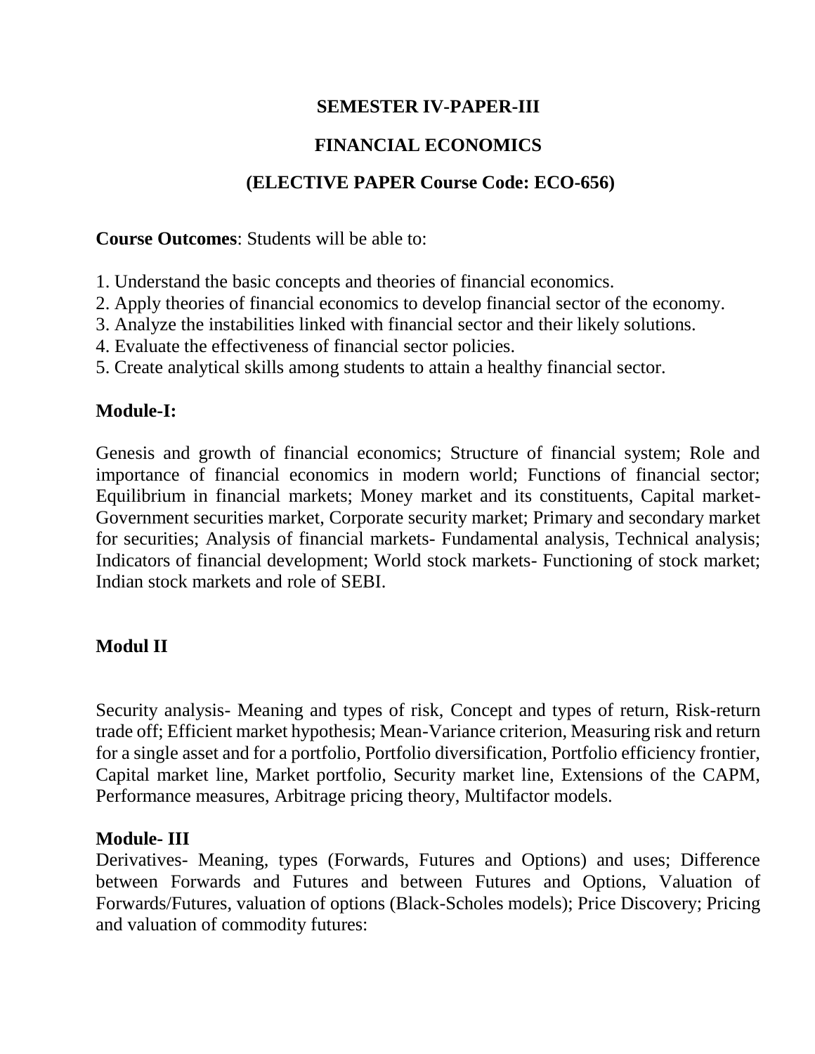**SEMESTER IV-PAPER-III**

**FINANCIAL ECONOMICS**

**(ELECTIVE PAPER Course Code: ECO-656)**

**Course Outcomes**: Students will be able to:

1. Understand the basic concepts and theories of financial economics.
2. Apply theories of financial economics to develop financial sector of the economy.
3. Analyze the instabilities linked with financial sector and their likely solutions.
4. Evaluate the effectiveness of financial sector policies.
5. Create analytical skills among students to attain a healthy financial sector.

**Module-I:**

Genesis and growth of financial economics; Structure of financial system; Role and importance of financial economics in modern world; Functions of financial sector; Equilibrium in financial markets; Money market and its constituents, Capital market-Government securities market, Corporate security market; Primary and secondary market for securities; Analysis of financial markets- Fundamental analysis, Technical analysis; Indicators of financial development; World stock markets- Functioning of stock market; Indian stock markets and role of SEBI.

**Modul II**

Security analysis- Meaning and types of risk, Concept and types of return, Risk-return trade off; Efficient market hypothesis; Mean-Variance criterion, Measuring risk and return for a single asset and for a portfolio, Portfolio diversification, Portfolio efficiency frontier, Capital market line, Market portfolio, Security market line, Extensions of the CAPM, Performance measures, Arbitrage pricing theory, Multifactor models.

**Module- III**

Derivatives- Meaning, types (Forwards, Futures and Options) and uses; Difference between Forwards and Futures and between Futures and Options, Valuation of Forwards/Futures, valuation of options (Black-Scholes models); Price Discovery; Pricing and valuation of commodity futures: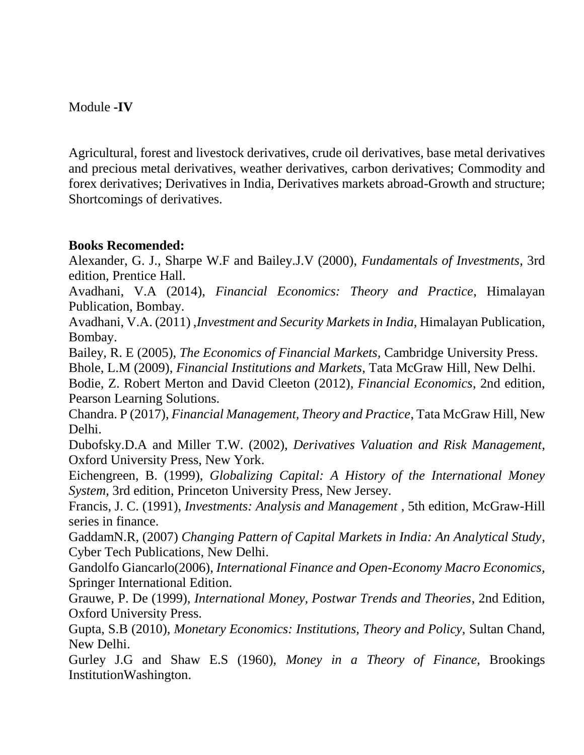Module **-IV**

Agricultural, forest and livestock derivatives, crude oil derivatives, base metal derivatives and precious metal derivatives, weather derivatives, carbon derivatives; Commodity and forex derivatives; Derivatives in India, Derivatives markets abroad-Growth and structure; Shortcomings of derivatives.

**Books Recomended:**

Alexander, G. J., Sharpe W.F and Bailey.J.V (2000), *Fundamentals of Investments*, 3rd edition, Prentice Hall.

Avadhani, V.A (2014), *Financial Economics: Theory and Practice*, Himalayan Publication, Bombay.

Avadhani, V.A. (2011) ,*Investment and Security Markets in India*, Himalayan Publication, Bombay.

Bailey, R. E (2005), *The Economics of Financial Markets*, Cambridge University Press.

Bhole, L.M (2009), *Financial Institutions and Markets*, Tata McGraw Hill, New Delhi.

Bodie, Z. Robert Merton and David Cleeton (2012), *Financial Economics*, 2nd edition, Pearson Learning Solutions.

Chandra. P (2017), *Financial Management, Theory and Practice*, Tata McGraw Hill, New Delhi.

Dubofsky.D.A and Miller T.W. (2002), *Derivatives Valuation and Risk Management*, Oxford University Press, New York.

Eichengreen, B. (1999), *Globalizing Capital: A History of the International Money System*, 3rd edition, Princeton University Press, New Jersey.

Francis, J. C. (1991), *Investments: Analysis and Management* , 5th edition, McGraw-Hill series in finance.

GaddamN.R, (2007) *Changing Pattern of Capital Markets in India: An Analytical Study*, Cyber Tech Publications, New Delhi.

Gandolfo Giancarlo(2006), *International Finance and Open-Economy Macro Economics*, Springer International Edition.

Grauwe, P. De (1999), *International Money, Postwar Trends and Theories*, 2nd Edition, Oxford University Press.

Gupta, S.B (2010), *Monetary Economics: Institutions, Theory and Policy*, Sultan Chand, New Delhi.

Gurley J.G and Shaw E.S (1960), *Money in a Theory of Finance*, Brookings InstitutionWashington.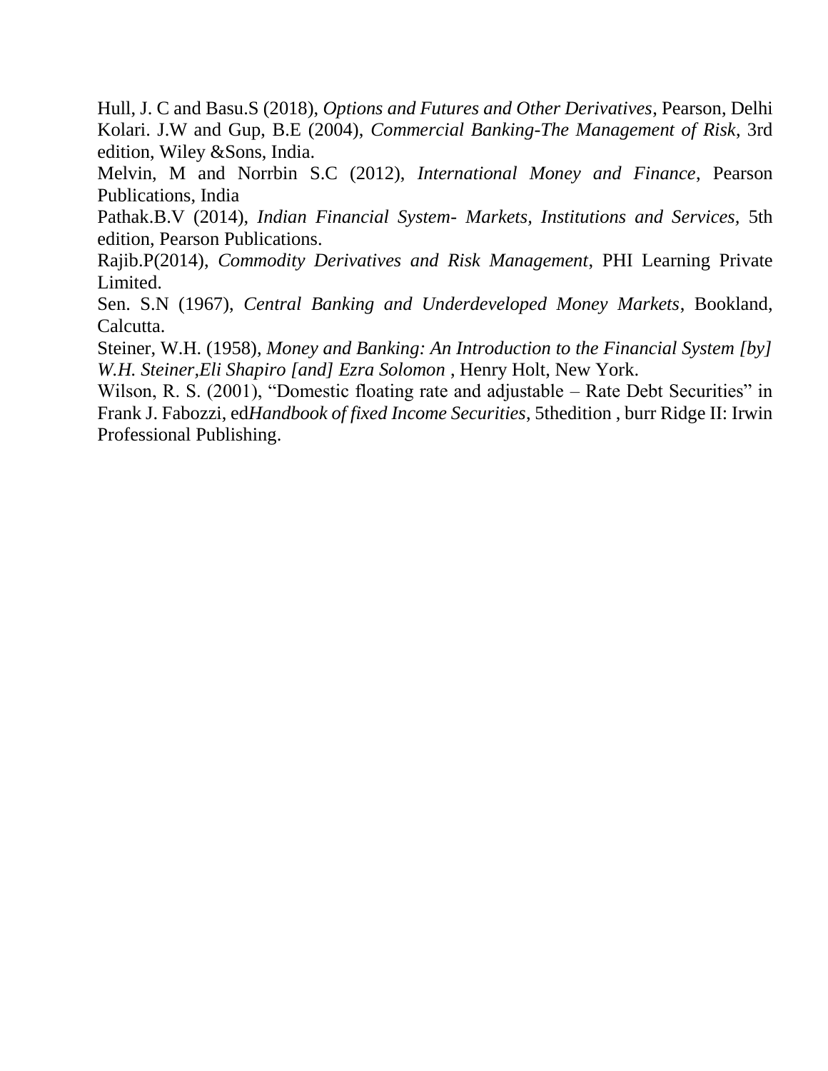Hull, J. C and Basu.S (2018), *Options and Futures and Other Derivatives*, Pearson, Delhi

Kolari. J.W and Gup, B.E (2004), *Commercial Banking-The Management of Risk*, 3rd edition, Wiley &Sons, India.

Melvin, M and Norrbin S.C (2012), *International Money and Finance*, Pearson Publications, India

Pathak.B.V (2014), *Indian Financial System- Markets, Institutions and Services,* 5th edition, Pearson Publications.

Rajib.P(2014), *Commodity Derivatives and Risk Management*, PHI Learning Private Limited.

Sen. S.N (1967), *Central Banking and Underdeveloped Money Markets*, Bookland, Calcutta.

Steiner, W.H. (1958), *Money and Banking: An Introduction to the Financial System [by] W.H. Steiner,Eli Shapiro [and] Ezra Solomon* , Henry Holt, New York.

Wilson, R. S. (2001), "Domestic floating rate and adjustable – Rate Debt Securities" in Frank J. Fabozzi, ed*Handbook of fixed Income Securities*, 5thedition , burr Ridge II: Irwin Professional Publishing.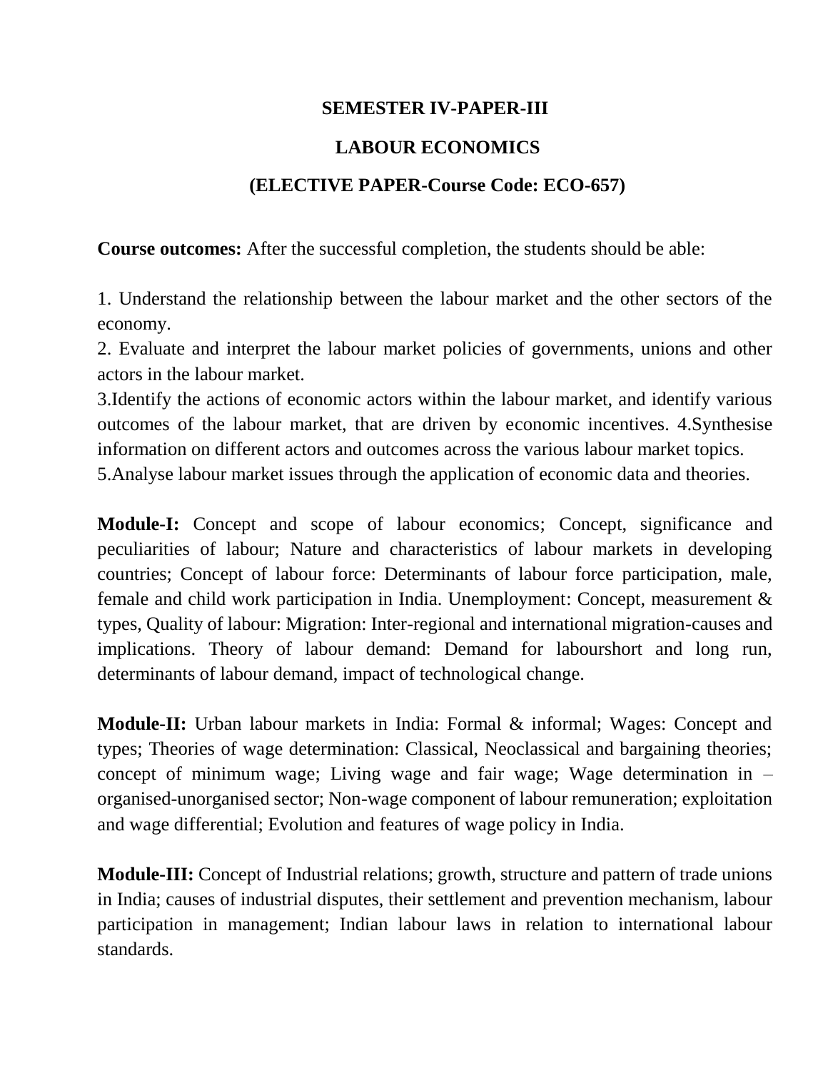**SEMESTER IV-PAPER-III**

**LABOUR ECONOMICS**

**(ELECTIVE PAPER-Course Code: ECO-657)**

**Course outcomes:** After the successful completion, the students should be able:

1. Understand the relationship between the labour market and the other sectors of the economy.
2. Evaluate and interpret the labour market policies of governments, unions and other actors in the labour market.
3.Identify the actions of economic actors within the labour market, and identify various outcomes of the labour market, that are driven by economic incentives. 4.Synthesise information on different actors and outcomes across the various labour market topics.
5.Analyse labour market issues through the application of economic data and theories.

**Module-I:** Concept and scope of labour economics; Concept, significance and peculiarities of labour; Nature and characteristics of labour markets in developing countries; Concept of labour force: Determinants of labour force participation, male, female and child work participation in India. Unemployment: Concept, measurement & types, Quality of labour: Migration: Inter-regional and international migration-causes and implications. Theory of labour demand: Demand for labourshort and long run, determinants of labour demand, impact of technological change.

**Module-II:** Urban labour markets in India: Formal & informal; Wages: Concept and types; Theories of wage determination: Classical, Neoclassical and bargaining theories; concept of minimum wage; Living wage and fair wage; Wage determination in – organised-unorganised sector; Non-wage component of labour remuneration; exploitation and wage differential; Evolution and features of wage policy in India.

**Module-III:** Concept of Industrial relations; growth, structure and pattern of trade unions in India; causes of industrial disputes, their settlement and prevention mechanism, labour participation in management; Indian labour laws in relation to international labour standards.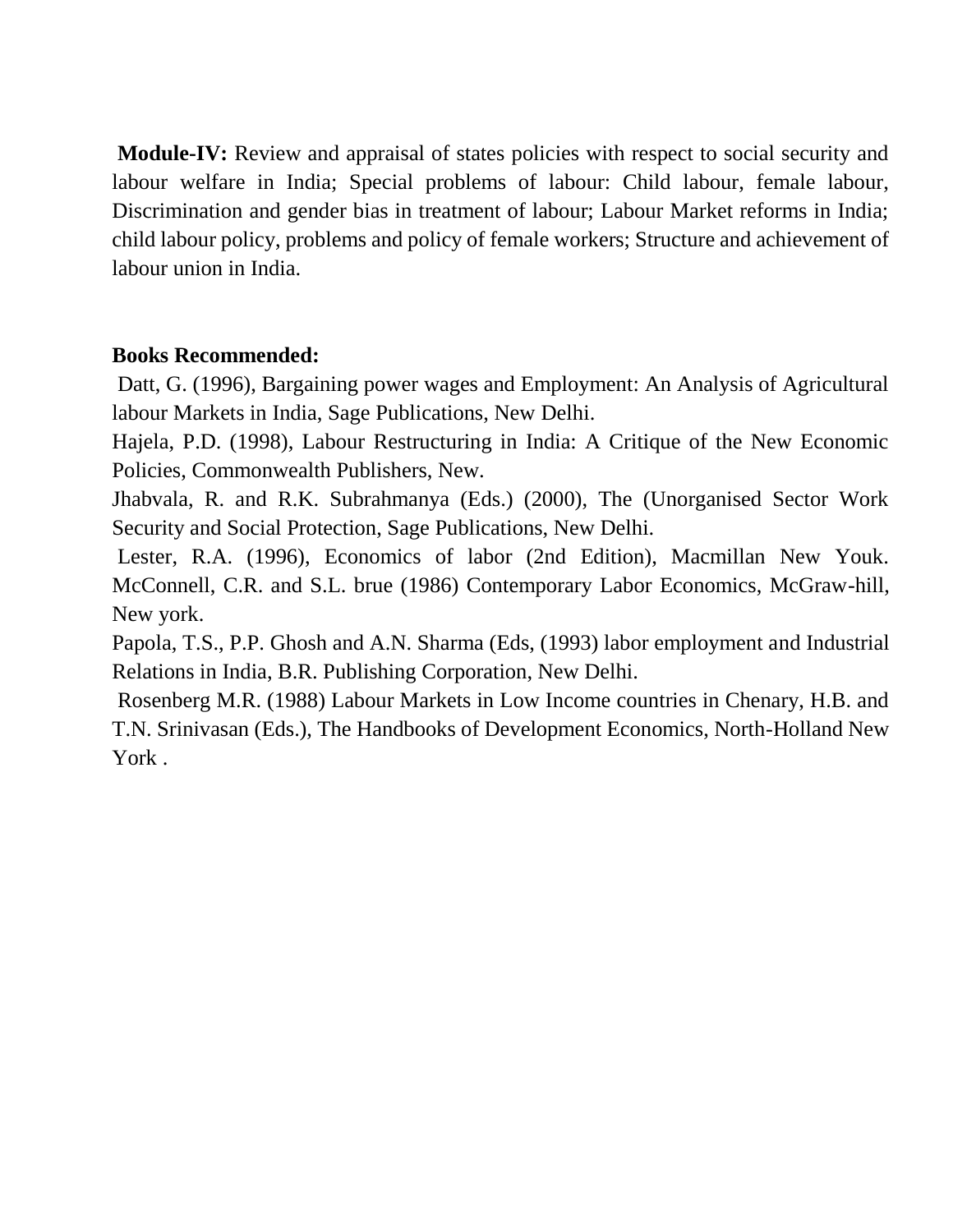**Module-IV:** Review and appraisal of states policies with respect to social security and labour welfare in India; Special problems of labour: Child labour, female labour, Discrimination and gender bias in treatment of labour; Labour Market reforms in India; child labour policy, problems and policy of female workers; Structure and achievement of labour union in India.

**Books Recommended:**

Datt, G. (1996), Bargaining power wages and Employment: An Analysis of Agricultural labour Markets in India, Sage Publications, New Delhi.

Hajela, P.D. (1998), Labour Restructuring in India: A Critique of the New Economic Policies, Commonwealth Publishers, New.

Jhabvala, R. and R.K. Subrahmanya (Eds.) (2000), The (Unorganised Sector Work Security and Social Protection, Sage Publications, New Delhi.

Lester, R.A. (1996), Economics of labor (2nd Edition), Macmillan New Youk. McConnell, C.R. and S.L. brue (1986) Contemporary Labor Economics, McGraw-hill, New york.

Papola, T.S., P.P. Ghosh and A.N. Sharma (Eds, (1993) labor employment and Industrial Relations in India, B.R. Publishing Corporation, New Delhi.

Rosenberg M.R. (1988) Labour Markets in Low Income countries in Chenary, H.B. and T.N. Srinivasan (Eds.), The Handbooks of Development Economics, North-Holland New York .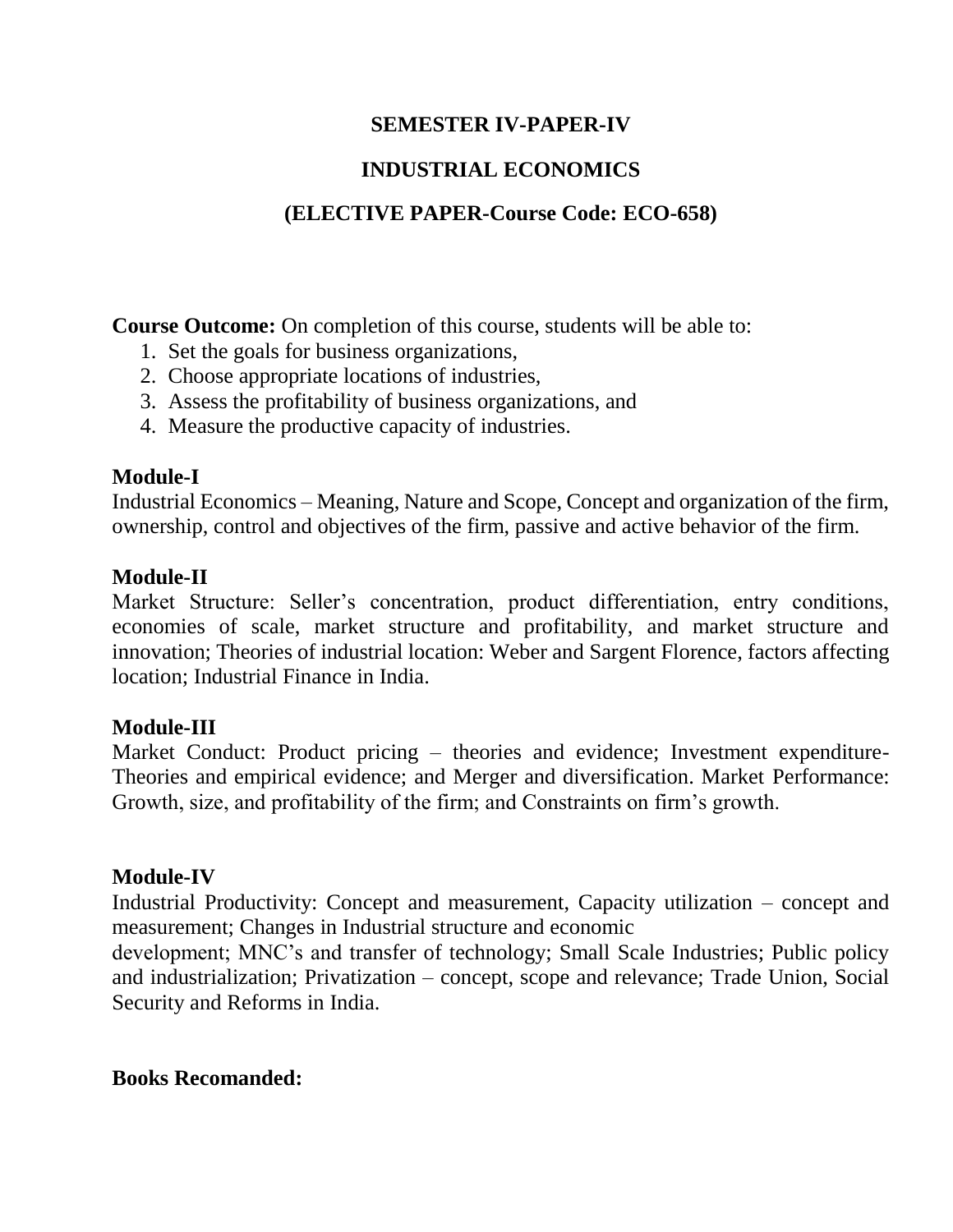**SEMESTER IV-PAPER-IV**

**INDUSTRIAL ECONOMICS**

**(ELECTIVE PAPER-Course Code: ECO-658)**

**Course Outcome:** On completion of this course, students will be able to:

1. Set the goals for business organizations,
2. Choose appropriate locations of industries,
3. Assess the profitability of business organizations, and
4. Measure the productive capacity of industries.

### Module-I

Industrial Economics – Meaning, Nature and Scope, Concept and organization of the firm, ownership, control and objectives of the firm, passive and active behavior of the firm.

### Module-II

Market Structure: Seller's concentration, product differentiation, entry conditions, economies of scale, market structure and profitability, and market structure and innovation; Theories of industrial location: Weber and Sargent Florence, factors affecting location; Industrial Finance in India.

### Module-III

Market Conduct: Product pricing – theories and evidence; Investment expenditure-Theories and empirical evidence; and Merger and diversification. Market Performance: Growth, size, and profitability of the firm; and Constraints on firm's growth.

### Module-IV

Industrial Productivity: Concept and measurement, Capacity utilization – concept and measurement; Changes in Industrial structure and economic development; MNC's and transfer of technology; Small Scale Industries; Public policy and industrialization; Privatization – concept, scope and relevance; Trade Union, Social Security and Reforms in India.

**Books Recomanded:**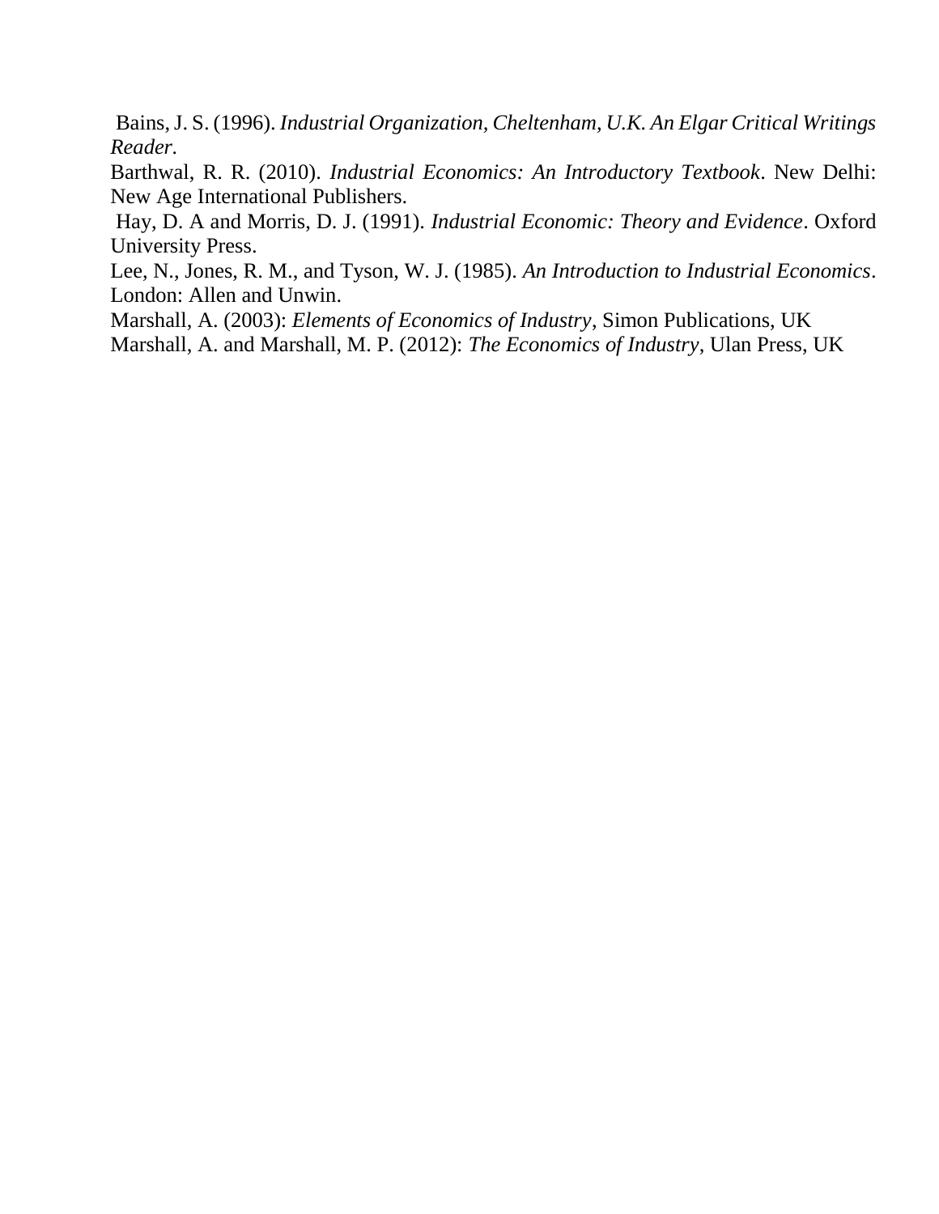Bains, J. S. (1996). *Industrial Organization, Cheltenham, U.K. An Elgar Critical Writings Reader.*

Barthwal, R. R. (2010). *Industrial Economics: An Introductory Textbook*. New Delhi: New Age International Publishers.

Hay, D. A and Morris, D. J. (1991). *Industrial Economic: Theory and Evidence*. Oxford University Press.

Lee, N., Jones, R. M., and Tyson, W. J. (1985). *An Introduction to Industrial Economics*. London: Allen and Unwin.

Marshall, A. (2003): *Elements of Economics of Industry*, Simon Publications, UK

Marshall, A. and Marshall, M. P. (2012): *The Economics of Industry*, Ulan Press, UK